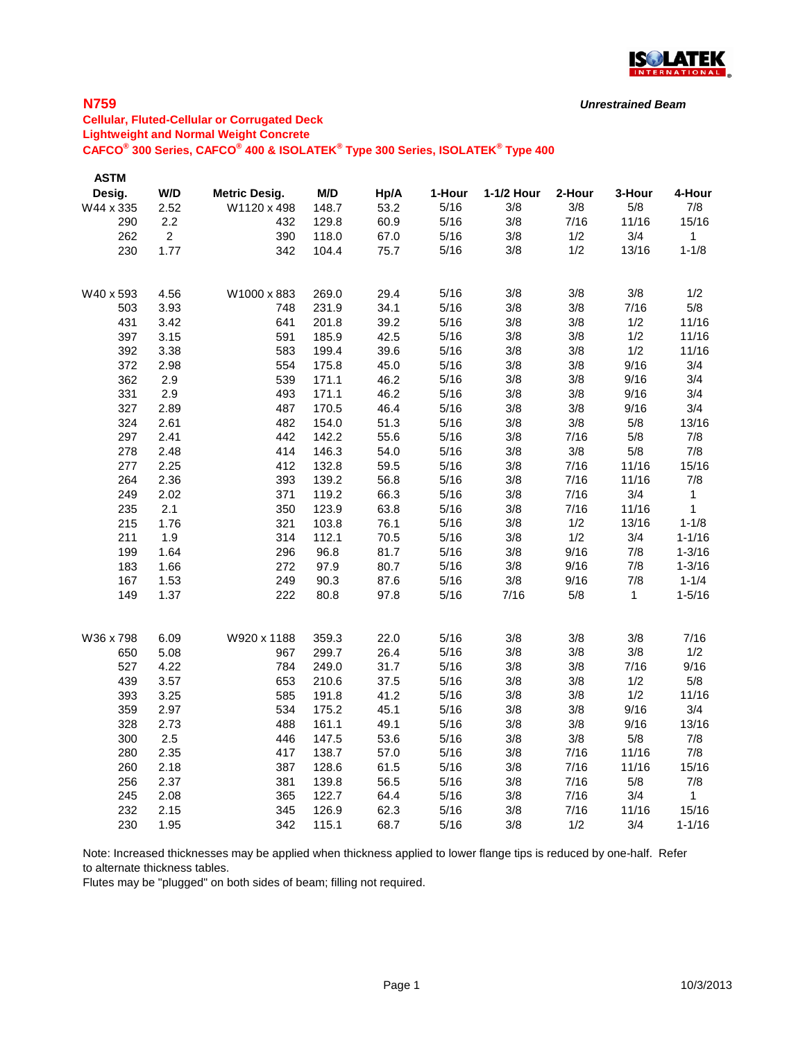## N759

***Unrestrained Beam***

### Cellular, Fluted-Cellular or Corrugated Deck
### Lightweight and Normal Weight Concrete
### CAFCO® 300 Series, CAFCO® 400 & ISOLATEK® Type 300 Series, ISOLATEK® Type 400

| ASTM Desig. | W/D | Metric Desig. | M/D | Hp/A | 1-Hour | 1-1/2 Hour | 2-Hour | 3-Hour | 4-Hour |
|---|---|---|---|---|---|---|---|---|---|
| W44 x 335 | 2.52 | W1120 x 498 | 148.7 | 53.2 | 5/16 | 3/8 | 3/8 | 5/8 | 7/8 |
| 290 | 2.2 | 432 | 129.8 | 60.9 | 5/16 | 3/8 | 7/16 | 11/16 | 15/16 |
| 262 | 2 | 390 | 118.0 | 67.0 | 5/16 | 3/8 | 1/2 | 3/4 | 1 |
| 230 | 1.77 | 342 | 104.4 | 75.7 | 5/16 | 3/8 | 1/2 | 13/16 | 1-1/8 |
| | | | | | | | | | |
| W40 x 593 | 4.56 | W1000 x 883 | 269.0 | 29.4 | 5/16 | 3/8 | 3/8 | 3/8 | 1/2 |
| 503 | 3.93 | 748 | 231.9 | 34.1 | 5/16 | 3/8 | 3/8 | 7/16 | 5/8 |
| 431 | 3.42 | 641 | 201.8 | 39.2 | 5/16 | 3/8 | 3/8 | 1/2 | 11/16 |
| 397 | 3.15 | 591 | 185.9 | 42.5 | 5/16 | 3/8 | 3/8 | 1/2 | 11/16 |
| 392 | 3.38 | 583 | 199.4 | 39.6 | 5/16 | 3/8 | 3/8 | 1/2 | 11/16 |
| 372 | 2.98 | 554 | 175.8 | 45.0 | 5/16 | 3/8 | 3/8 | 9/16 | 3/4 |
| 362 | 2.9 | 539 | 171.1 | 46.2 | 5/16 | 3/8 | 3/8 | 9/16 | 3/4 |
| 331 | 2.9 | 493 | 171.1 | 46.2 | 5/16 | 3/8 | 3/8 | 9/16 | 3/4 |
| 327 | 2.89 | 487 | 170.5 | 46.4 | 5/16 | 3/8 | 3/8 | 9/16 | 3/4 |
| 324 | 2.61 | 482 | 154.0 | 51.3 | 5/16 | 3/8 | 3/8 | 5/8 | 13/16 |
| 297 | 2.41 | 442 | 142.2 | 55.6 | 5/16 | 3/8 | 7/16 | 5/8 | 7/8 |
| 278 | 2.48 | 414 | 146.3 | 54.0 | 5/16 | 3/8 | 3/8 | 5/8 | 7/8 |
| 277 | 2.25 | 412 | 132.8 | 59.5 | 5/16 | 3/8 | 7/16 | 11/16 | 15/16 |
| 264 | 2.36 | 393 | 139.2 | 56.8 | 5/16 | 3/8 | 7/16 | 11/16 | 7/8 |
| 249 | 2.02 | 371 | 119.2 | 66.3 | 5/16 | 3/8 | 7/16 | 3/4 | 1 |
| 235 | 2.1 | 350 | 123.9 | 63.8 | 5/16 | 3/8 | 7/16 | 11/16 | 1 |
| 215 | 1.76 | 321 | 103.8 | 76.1 | 5/16 | 3/8 | 1/2 | 13/16 | 1-1/8 |
| 211 | 1.9 | 314 | 112.1 | 70.5 | 5/16 | 3/8 | 1/2 | 3/4 | 1-1/16 |
| 199 | 1.64 | 296 | 96.8 | 81.7 | 5/16 | 3/8 | 9/16 | 7/8 | 1-3/16 |
| 183 | 1.66 | 272 | 97.9 | 80.7 | 5/16 | 3/8 | 9/16 | 7/8 | 1-3/16 |
| 167 | 1.53 | 249 | 90.3 | 87.6 | 5/16 | 3/8 | 9/16 | 7/8 | 1-1/4 |
| 149 | 1.37 | 222 | 80.8 | 97.8 | 5/16 | 7/16 | 5/8 | 1 | 1-5/16 |
| | | | | | | | | | |
| W36 x 798 | 6.09 | W920 x 1188 | 359.3 | 22.0 | 5/16 | 3/8 | 3/8 | 3/8 | 7/16 |
| 650 | 5.08 | 967 | 299.7 | 26.4 | 5/16 | 3/8 | 3/8 | 3/8 | 1/2 |
| 527 | 4.22 | 784 | 249.0 | 31.7 | 5/16 | 3/8 | 3/8 | 7/16 | 9/16 |
| 439 | 3.57 | 653 | 210.6 | 37.5 | 5/16 | 3/8 | 3/8 | 1/2 | 5/8 |
| 393 | 3.25 | 585 | 191.8 | 41.2 | 5/16 | 3/8 | 3/8 | 1/2 | 11/16 |
| 359 | 2.97 | 534 | 175.2 | 45.1 | 5/16 | 3/8 | 3/8 | 9/16 | 3/4 |
| 328 | 2.73 | 488 | 161.1 | 49.1 | 5/16 | 3/8 | 3/8 | 9/16 | 13/16 |
| 300 | 2.5 | 446 | 147.5 | 53.6 | 5/16 | 3/8 | 3/8 | 5/8 | 7/8 |
| 280 | 2.35 | 417 | 138.7 | 57.0 | 5/16 | 3/8 | 7/16 | 11/16 | 7/8 |
| 260 | 2.18 | 387 | 128.6 | 61.5 | 5/16 | 3/8 | 7/16 | 11/16 | 15/16 |
| 256 | 2.37 | 381 | 139.8 | 56.5 | 5/16 | 3/8 | 7/16 | 5/8 | 7/8 |
| 245 | 2.08 | 365 | 122.7 | 64.4 | 5/16 | 3/8 | 7/16 | 3/4 | 1 |
| 232 | 2.15 | 345 | 126.9 | 62.3 | 5/16 | 3/8 | 7/16 | 11/16 | 15/16 |
| 230 | 1.95 | 342 | 115.1 | 68.7 | 5/16 | 3/8 | 1/2 | 3/4 | 1-1/16 |

Note: Increased thicknesses may be applied when thickness applied to lower flange tips is reduced by one-half. Refer to alternate thickness tables.
Flutes may be "plugged" on both sides of beam; filling not required.

10/3/2013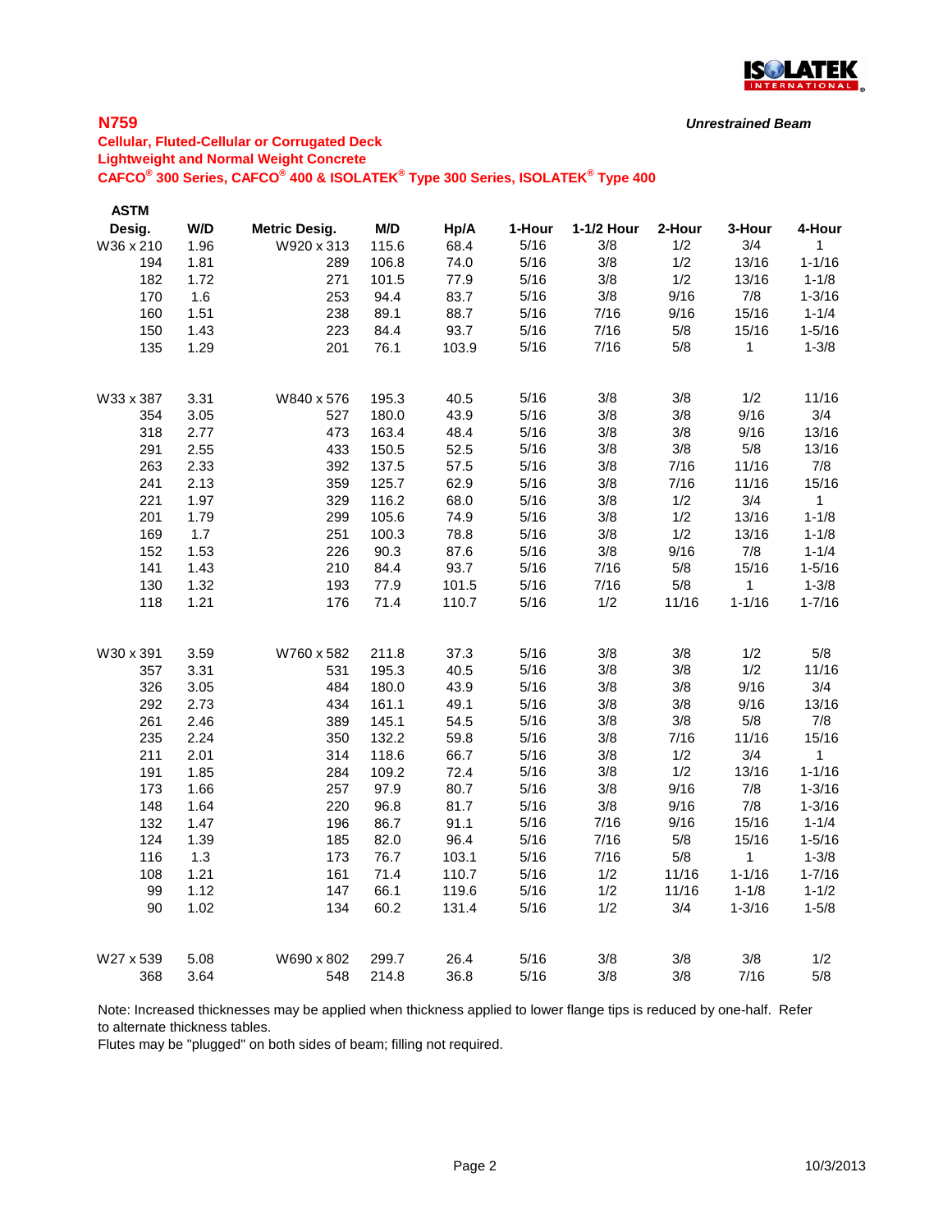## N759

*Unrestrained Beam*

**Cellular, Fluted-Cellular or Corrugated Deck**
**Lightweight and Normal Weight Concrete**
**CAFCO® 300 Series, CAFCO® 400 & ISOLATEK® Type 300 Series, ISOLATEK® Type 400**

| ASTM Desig. | W/D | Metric Desig. | M/D | Hp/A | 1-Hour | 1-1/2 Hour | 2-Hour | 3-Hour | 4-Hour |
|---|---|---|---|---|---|---|---|---|---|
| W36 x 210 | 1.96 | W920 x 313 | 115.6 | 68.4 | 5/16 | 3/8 | 1/2 | 3/4 | 1 |
| 194 | 1.81 | 289 | 106.8 | 74.0 | 5/16 | 3/8 | 1/2 | 13/16 | 1-1/16 |
| 182 | 1.72 | 271 | 101.5 | 77.9 | 5/16 | 3/8 | 1/2 | 13/16 | 1-1/8 |
| 170 | 1.6 | 253 | 94.4 | 83.7 | 5/16 | 3/8 | 9/16 | 7/8 | 1-3/16 |
| 160 | 1.51 | 238 | 89.1 | 88.7 | 5/16 | 7/16 | 9/16 | 15/16 | 1-1/4 |
| 150 | 1.43 | 223 | 84.4 | 93.7 | 5/16 | 7/16 | 5/8 | 15/16 | 1-5/16 |
| 135 | 1.29 | 201 | 76.1 | 103.9 | 5/16 | 7/16 | 5/8 | 1 | 1-3/8 |
| | | | | | | | | | |
| W33 x 387 | 3.31 | W840 x 576 | 195.3 | 40.5 | 5/16 | 3/8 | 3/8 | 1/2 | 11/16 |
| 354 | 3.05 | 527 | 180.0 | 43.9 | 5/16 | 3/8 | 3/8 | 9/16 | 3/4 |
| 318 | 2.77 | 473 | 163.4 | 48.4 | 5/16 | 3/8 | 3/8 | 9/16 | 13/16 |
| 291 | 2.55 | 433 | 150.5 | 52.5 | 5/16 | 3/8 | 3/8 | 5/8 | 13/16 |
| 263 | 2.33 | 392 | 137.5 | 57.5 | 5/16 | 3/8 | 7/16 | 11/16 | 7/8 |
| 241 | 2.13 | 359 | 125.7 | 62.9 | 5/16 | 3/8 | 7/16 | 11/16 | 15/16 |
| 221 | 1.97 | 329 | 116.2 | 68.0 | 5/16 | 3/8 | 1/2 | 3/4 | 1 |
| 201 | 1.79 | 299 | 105.6 | 74.9 | 5/16 | 3/8 | 1/2 | 13/16 | 1-1/8 |
| 169 | 1.7 | 251 | 100.3 | 78.8 | 5/16 | 3/8 | 1/2 | 13/16 | 1-1/8 |
| 152 | 1.53 | 226 | 90.3 | 87.6 | 5/16 | 3/8 | 9/16 | 7/8 | 1-1/4 |
| 141 | 1.43 | 210 | 84.4 | 93.7 | 5/16 | 7/16 | 5/8 | 15/16 | 1-5/16 |
| 130 | 1.32 | 193 | 77.9 | 101.5 | 5/16 | 7/16 | 5/8 | 1 | 1-3/8 |
| 118 | 1.21 | 176 | 71.4 | 110.7 | 5/16 | 1/2 | 11/16 | 1-1/16 | 1-7/16 |
| | | | | | | | | | |
| W30 x 391 | 3.59 | W760 x 582 | 211.8 | 37.3 | 5/16 | 3/8 | 3/8 | 1/2 | 5/8 |
| 357 | 3.31 | 531 | 195.3 | 40.5 | 5/16 | 3/8 | 3/8 | 1/2 | 11/16 |
| 326 | 3.05 | 484 | 180.0 | 43.9 | 5/16 | 3/8 | 3/8 | 9/16 | 3/4 |
| 292 | 2.73 | 434 | 161.1 | 49.1 | 5/16 | 3/8 | 3/8 | 9/16 | 13/16 |
| 261 | 2.46 | 389 | 145.1 | 54.5 | 5/16 | 3/8 | 3/8 | 5/8 | 7/8 |
| 235 | 2.24 | 350 | 132.2 | 59.8 | 5/16 | 3/8 | 7/16 | 11/16 | 15/16 |
| 211 | 2.01 | 314 | 118.6 | 66.7 | 5/16 | 3/8 | 1/2 | 3/4 | 1 |
| 191 | 1.85 | 284 | 109.2 | 72.4 | 5/16 | 3/8 | 1/2 | 13/16 | 1-1/16 |
| 173 | 1.66 | 257 | 97.9 | 80.7 | 5/16 | 3/8 | 9/16 | 7/8 | 1-3/16 |
| 148 | 1.64 | 220 | 96.8 | 81.7 | 5/16 | 3/8 | 9/16 | 7/8 | 1-3/16 |
| 132 | 1.47 | 196 | 86.7 | 91.1 | 5/16 | 7/16 | 9/16 | 15/16 | 1-1/4 |
| 124 | 1.39 | 185 | 82.0 | 96.4 | 5/16 | 7/16 | 5/8 | 15/16 | 1-5/16 |
| 116 | 1.3 | 173 | 76.7 | 103.1 | 5/16 | 7/16 | 5/8 | 1 | 1-3/8 |
| 108 | 1.21 | 161 | 71.4 | 110.7 | 5/16 | 1/2 | 11/16 | 1-1/16 | 1-7/16 |
| 99 | 1.12 | 147 | 66.1 | 119.6 | 5/16 | 1/2 | 11/16 | 1-1/8 | 1-1/2 |
| 90 | 1.02 | 134 | 60.2 | 131.4 | 5/16 | 1/2 | 3/4 | 1-3/16 | 1-5/8 |
| | | | | | | | | | |
| W27 x 539 | 5.08 | W690 x 802 | 299.7 | 26.4 | 5/16 | 3/8 | 3/8 | 3/8 | 1/2 |
| 368 | 3.64 | 548 | 214.8 | 36.8 | 5/16 | 3/8 | 3/8 | 7/16 | 5/8 |

Note: Increased thicknesses may be applied when thickness applied to lower flange tips is reduced by one-half. Refer to alternate thickness tables.
Flutes may be "plugged" on both sides of beam; filling not required.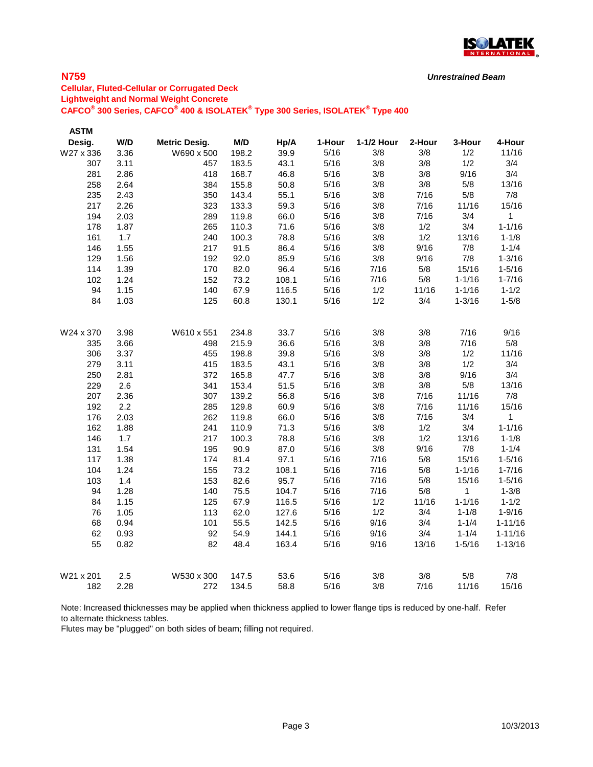## N759

***Unrestrained Beam***

**Cellular, Fluted-Cellular or Corrugated Deck**
**Lightweight and Normal Weight Concrete**
**CAFCO® 300 Series, CAFCO® 400 & ISOLATEK® Type 300 Series, ISOLATEK® Type 400**

| ASTM Desig. | W/D | Metric Desig. | M/D | Hp/A | 1-Hour | 1-1/2 Hour | 2-Hour | 3-Hour | 4-Hour |
|---|---|---|---|---|---|---|---|---|---|
| W27 x 336 | 3.36 | W690 x 500 | 198.2 | 39.9 | 5/16 | 3/8 | 3/8 | 1/2 | 11/16 |
| 307 | 3.11 | 457 | 183.5 | 43.1 | 5/16 | 3/8 | 3/8 | 1/2 | 3/4 |
| 281 | 2.86 | 418 | 168.7 | 46.8 | 5/16 | 3/8 | 3/8 | 9/16 | 3/4 |
| 258 | 2.64 | 384 | 155.8 | 50.8 | 5/16 | 3/8 | 3/8 | 5/8 | 13/16 |
| 235 | 2.43 | 350 | 143.4 | 55.1 | 5/16 | 3/8 | 7/16 | 5/8 | 7/8 |
| 217 | 2.26 | 323 | 133.3 | 59.3 | 5/16 | 3/8 | 7/16 | 11/16 | 15/16 |
| 194 | 2.03 | 289 | 119.8 | 66.0 | 5/16 | 3/8 | 7/16 | 3/4 | 1 |
| 178 | 1.87 | 265 | 110.3 | 71.6 | 5/16 | 3/8 | 1/2 | 3/4 | 1-1/16 |
| 161 | 1.7 | 240 | 100.3 | 78.8 | 5/16 | 3/8 | 1/2 | 13/16 | 1-1/8 |
| 146 | 1.55 | 217 | 91.5 | 86.4 | 5/16 | 3/8 | 9/16 | 7/8 | 1-1/4 |
| 129 | 1.56 | 192 | 92.0 | 85.9 | 5/16 | 3/8 | 9/16 | 7/8 | 1-3/16 |
| 114 | 1.39 | 170 | 82.0 | 96.4 | 5/16 | 7/16 | 5/8 | 15/16 | 1-5/16 |
| 102 | 1.24 | 152 | 73.2 | 108.1 | 5/16 | 7/16 | 5/8 | 1-1/16 | 1-7/16 |
| 94 | 1.15 | 140 | 67.9 | 116.5 | 5/16 | 1/2 | 11/16 | 1-1/16 | 1-1/2 |
| 84 | 1.03 | 125 | 60.8 | 130.1 | 5/16 | 1/2 | 3/4 | 1-3/16 | 1-5/8 |
| | | | | | | | | | |
| W24 x 370 | 3.98 | W610 x 551 | 234.8 | 33.7 | 5/16 | 3/8 | 3/8 | 7/16 | 9/16 |
| 335 | 3.66 | 498 | 215.9 | 36.6 | 5/16 | 3/8 | 3/8 | 7/16 | 5/8 |
| 306 | 3.37 | 455 | 198.8 | 39.8 | 5/16 | 3/8 | 3/8 | 1/2 | 11/16 |
| 279 | 3.11 | 415 | 183.5 | 43.1 | 5/16 | 3/8 | 3/8 | 1/2 | 3/4 |
| 250 | 2.81 | 372 | 165.8 | 47.7 | 5/16 | 3/8 | 3/8 | 9/16 | 3/4 |
| 229 | 2.6 | 341 | 153.4 | 51.5 | 5/16 | 3/8 | 3/8 | 5/8 | 13/16 |
| 207 | 2.36 | 307 | 139.2 | 56.8 | 5/16 | 3/8 | 7/16 | 11/16 | 7/8 |
| 192 | 2.2 | 285 | 129.8 | 60.9 | 5/16 | 3/8 | 7/16 | 11/16 | 15/16 |
| 176 | 2.03 | 262 | 119.8 | 66.0 | 5/16 | 3/8 | 7/16 | 3/4 | 1 |
| 162 | 1.88 | 241 | 110.9 | 71.3 | 5/16 | 3/8 | 1/2 | 3/4 | 1-1/16 |
| 146 | 1.7 | 217 | 100.3 | 78.8 | 5/16 | 3/8 | 1/2 | 13/16 | 1-1/8 |
| 131 | 1.54 | 195 | 90.9 | 87.0 | 5/16 | 3/8 | 9/16 | 7/8 | 1-1/4 |
| 117 | 1.38 | 174 | 81.4 | 97.1 | 5/16 | 7/16 | 5/8 | 15/16 | 1-5/16 |
| 104 | 1.24 | 155 | 73.2 | 108.1 | 5/16 | 7/16 | 5/8 | 1-1/16 | 1-7/16 |
| 103 | 1.4 | 153 | 82.6 | 95.7 | 5/16 | 7/16 | 5/8 | 15/16 | 1-5/16 |
| 94 | 1.28 | 140 | 75.5 | 104.7 | 5/16 | 7/16 | 5/8 | 1 | 1-3/8 |
| 84 | 1.15 | 125 | 67.9 | 116.5 | 5/16 | 1/2 | 11/16 | 1-1/16 | 1-1/2 |
| 76 | 1.05 | 113 | 62.0 | 127.6 | 5/16 | 1/2 | 3/4 | 1-1/8 | 1-9/16 |
| 68 | 0.94 | 101 | 55.5 | 142.5 | 5/16 | 9/16 | 3/4 | 1-1/4 | 1-11/16 |
| 62 | 0.93 | 92 | 54.9 | 144.1 | 5/16 | 9/16 | 3/4 | 1-1/4 | 1-11/16 |
| 55 | 0.82 | 82 | 48.4 | 163.4 | 5/16 | 9/16 | 13/16 | 1-5/16 | 1-13/16 |
| | | | | | | | | | |
| W21 x 201 | 2.5 | W530 x 300 | 147.5 | 53.6 | 5/16 | 3/8 | 3/8 | 5/8 | 7/8 |
| 182 | 2.28 | 272 | 134.5 | 58.8 | 5/16 | 3/8 | 7/16 | 11/16 | 15/16 |

Note: Increased thicknesses may be applied when thickness applied to lower flange tips is reduced by one-half. Refer to alternate thickness tables.
Flutes may be "plugged" on both sides of beam; filling not required.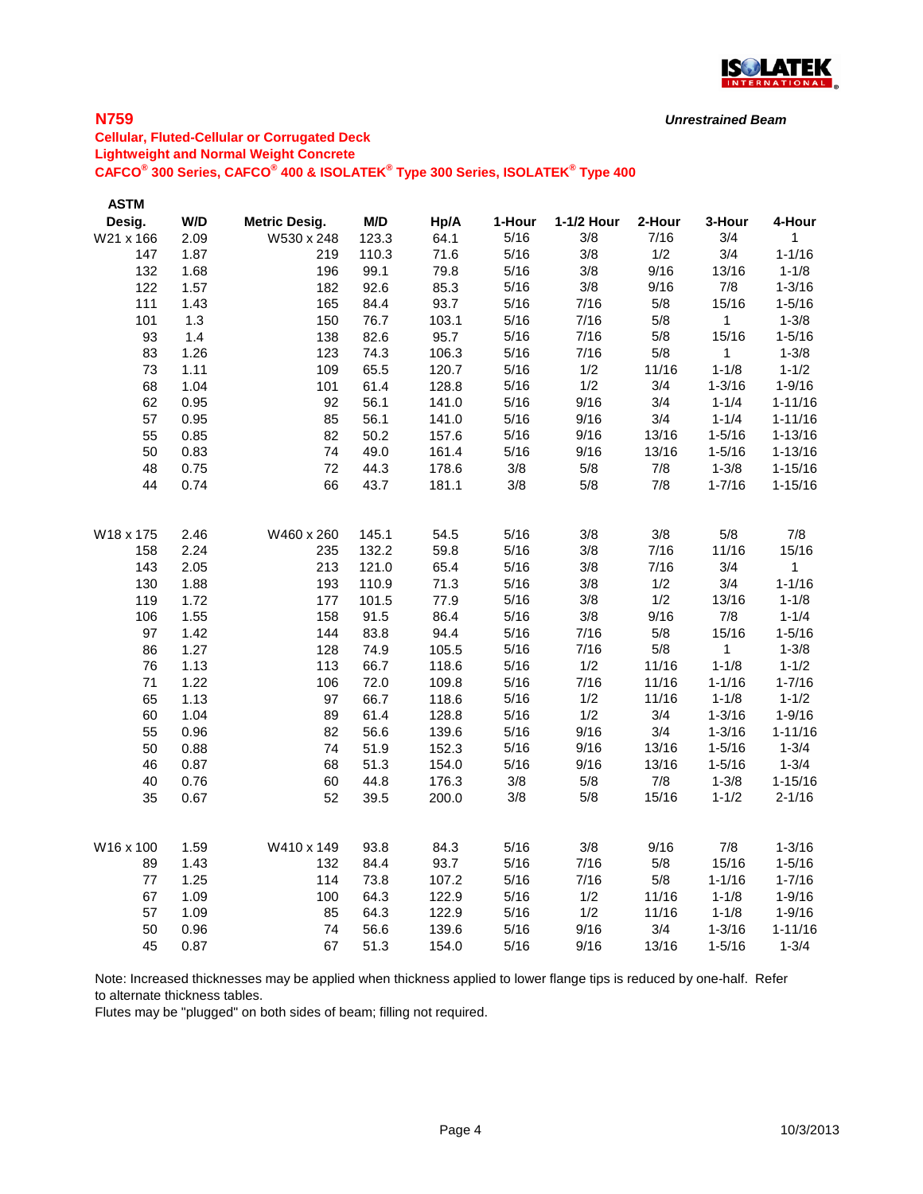**N759**

*Unrestrained Beam*

**Cellular, Fluted-Cellular or Corrugated Deck**
**Lightweight and Normal Weight Concrete**
**CAFCO® 300 Series, CAFCO® 400 & ISOLATEK® Type 300 Series, ISOLATEK® Type 400**

| ASTM Desig. | W/D | Metric Desig. | M/D | Hp/A | 1-Hour | 1-1/2 Hour | 2-Hour | 3-Hour | 4-Hour |
|---|---|---|---|---|---|---|---|---|---|
| W21 x 166 | 2.09 | W530 x 248 | 123.3 | 64.1 | 5/16 | 3/8 | 7/16 | 3/4 | 1 |
| 147 | 1.87 | 219 | 110.3 | 71.6 | 5/16 | 3/8 | 1/2 | 3/4 | 1-1/16 |
| 132 | 1.68 | 196 | 99.1 | 79.8 | 5/16 | 3/8 | 9/16 | 13/16 | 1-1/8 |
| 122 | 1.57 | 182 | 92.6 | 85.3 | 5/16 | 3/8 | 9/16 | 7/8 | 1-3/16 |
| 111 | 1.43 | 165 | 84.4 | 93.7 | 5/16 | 7/16 | 5/8 | 15/16 | 1-5/16 |
| 101 | 1.3 | 150 | 76.7 | 103.1 | 5/16 | 7/16 | 5/8 | 1 | 1-3/8 |
| 93 | 1.4 | 138 | 82.6 | 95.7 | 5/16 | 7/16 | 5/8 | 15/16 | 1-5/16 |
| 83 | 1.26 | 123 | 74.3 | 106.3 | 5/16 | 7/16 | 5/8 | 1 | 1-3/8 |
| 73 | 1.11 | 109 | 65.5 | 120.7 | 5/16 | 1/2 | 11/16 | 1-1/8 | 1-1/2 |
| 68 | 1.04 | 101 | 61.4 | 128.8 | 5/16 | 1/2 | 3/4 | 1-3/16 | 1-9/16 |
| 62 | 0.95 | 92 | 56.1 | 141.0 | 5/16 | 9/16 | 3/4 | 1-1/4 | 1-11/16 |
| 57 | 0.95 | 85 | 56.1 | 141.0 | 5/16 | 9/16 | 3/4 | 1-1/4 | 1-11/16 |
| 55 | 0.85 | 82 | 50.2 | 157.6 | 5/16 | 9/16 | 13/16 | 1-5/16 | 1-13/16 |
| 50 | 0.83 | 74 | 49.0 | 161.4 | 5/16 | 9/16 | 13/16 | 1-5/16 | 1-13/16 |
| 48 | 0.75 | 72 | 44.3 | 178.6 | 3/8 | 5/8 | 7/8 | 1-3/8 | 1-15/16 |
| 44 | 0.74 | 66 | 43.7 | 181.1 | 3/8 | 5/8 | 7/8 | 1-7/16 | 1-15/16 |
| | | | | | | | | | |
| W18 x 175 | 2.46 | W460 x 260 | 145.1 | 54.5 | 5/16 | 3/8 | 3/8 | 5/8 | 7/8 |
| 158 | 2.24 | 235 | 132.2 | 59.8 | 5/16 | 3/8 | 7/16 | 11/16 | 15/16 |
| 143 | 2.05 | 213 | 121.0 | 65.4 | 5/16 | 3/8 | 7/16 | 3/4 | 1 |
| 130 | 1.88 | 193 | 110.9 | 71.3 | 5/16 | 3/8 | 1/2 | 3/4 | 1-1/16 |
| 119 | 1.72 | 177 | 101.5 | 77.9 | 5/16 | 3/8 | 1/2 | 13/16 | 1-1/8 |
| 106 | 1.55 | 158 | 91.5 | 86.4 | 5/16 | 3/8 | 9/16 | 7/8 | 1-1/4 |
| 97 | 1.42 | 144 | 83.8 | 94.4 | 5/16 | 7/16 | 5/8 | 15/16 | 1-5/16 |
| 86 | 1.27 | 128 | 74.9 | 105.5 | 5/16 | 7/16 | 5/8 | 1 | 1-3/8 |
| 76 | 1.13 | 113 | 66.7 | 118.6 | 5/16 | 1/2 | 11/16 | 1-1/8 | 1-1/2 |
| 71 | 1.22 | 106 | 72.0 | 109.8 | 5/16 | 7/16 | 11/16 | 1-1/16 | 1-7/16 |
| 65 | 1.13 | 97 | 66.7 | 118.6 | 5/16 | 1/2 | 11/16 | 1-1/8 | 1-1/2 |
| 60 | 1.04 | 89 | 61.4 | 128.8 | 5/16 | 1/2 | 3/4 | 1-3/16 | 1-9/16 |
| 55 | 0.96 | 82 | 56.6 | 139.6 | 5/16 | 9/16 | 3/4 | 1-3/16 | 1-11/16 |
| 50 | 0.88 | 74 | 51.9 | 152.3 | 5/16 | 9/16 | 13/16 | 1-5/16 | 1-3/4 |
| 46 | 0.87 | 68 | 51.3 | 154.0 | 5/16 | 9/16 | 13/16 | 1-5/16 | 1-3/4 |
| 40 | 0.76 | 60 | 44.8 | 176.3 | 3/8 | 5/8 | 7/8 | 1-3/8 | 1-15/16 |
| 35 | 0.67 | 52 | 39.5 | 200.0 | 3/8 | 5/8 | 15/16 | 1-1/2 | 2-1/16 |
| | | | | | | | | | |
| W16 x 100 | 1.59 | W410 x 149 | 93.8 | 84.3 | 5/16 | 3/8 | 9/16 | 7/8 | 1-3/16 |
| 89 | 1.43 | 132 | 84.4 | 93.7 | 5/16 | 7/16 | 5/8 | 15/16 | 1-5/16 |
| 77 | 1.25 | 114 | 73.8 | 107.2 | 5/16 | 7/16 | 5/8 | 1-1/16 | 1-7/16 |
| 67 | 1.09 | 100 | 64.3 | 122.9 | 5/16 | 1/2 | 11/16 | 1-1/8 | 1-9/16 |
| 57 | 1.09 | 85 | 64.3 | 122.9 | 5/16 | 1/2 | 11/16 | 1-1/8 | 1-9/16 |
| 50 | 0.96 | 74 | 56.6 | 139.6 | 5/16 | 9/16 | 3/4 | 1-3/16 | 1-11/16 |
| 45 | 0.87 | 67 | 51.3 | 154.0 | 5/16 | 9/16 | 13/16 | 1-5/16 | 1-3/4 |

Note: Increased thicknesses may be applied when thickness applied to lower flange tips is reduced by one-half. Refer to alternate thickness tables.
Flutes may be "plugged" on both sides of beam; filling not required.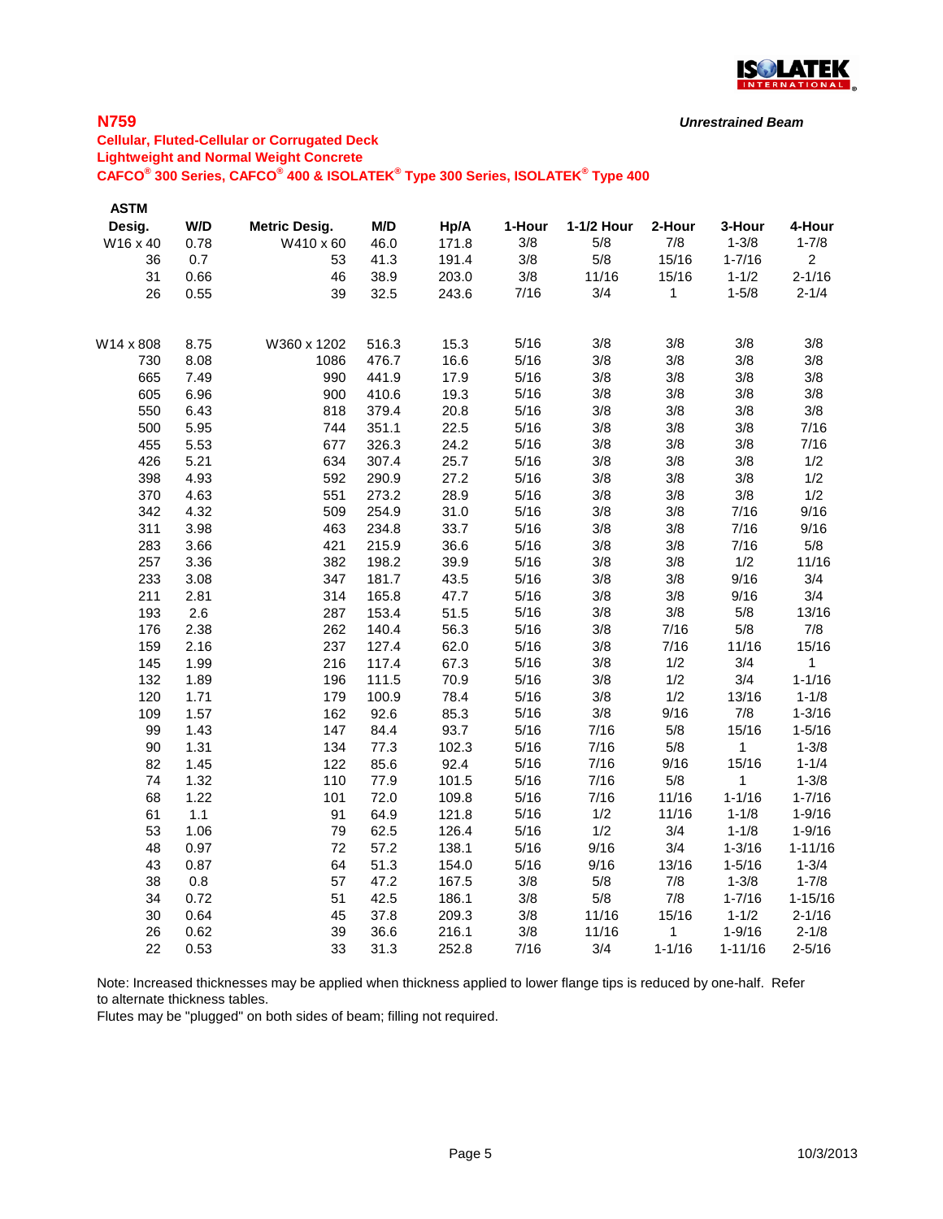**N759**

*Unrestrained Beam*

**Cellular, Fluted-Cellular or Corrugated Deck**
**Lightweight and Normal Weight Concrete**
**CAFCO® 300 Series, CAFCO® 400 & ISOLATEK® Type 300 Series, ISOLATEK® Type 400**

| ASTM Desig. | W/D | Metric Desig. | M/D | Hp/A | 1-Hour | 1-1/2 Hour | 2-Hour | 3-Hour | 4-Hour |
|---|---|---|---|---|---|---|---|---|---|
| W16 x 40 | 0.78 | W410 x 60 | 46.0 | 171.8 | 3/8 | 5/8 | 7/8 | 1-3/8 | 1-7/8 |
| 36 | 0.7 | 53 | 41.3 | 191.4 | 3/8 | 5/8 | 15/16 | 1-7/16 | 2 |
| 31 | 0.66 | 46 | 38.9 | 203.0 | 3/8 | 11/16 | 15/16 | 1-1/2 | 2-1/16 |
| 26 | 0.55 | 39 | 32.5 | 243.6 | 7/16 | 3/4 | 1 | 1-5/8 | 2-1/4 |
| | | | | | | | | | |
| W14 x 808 | 8.75 | W360 x 1202 | 516.3 | 15.3 | 5/16 | 3/8 | 3/8 | 3/8 | 3/8 |
| 730 | 8.08 | 1086 | 476.7 | 16.6 | 5/16 | 3/8 | 3/8 | 3/8 | 3/8 |
| 665 | 7.49 | 990 | 441.9 | 17.9 | 5/16 | 3/8 | 3/8 | 3/8 | 3/8 |
| 605 | 6.96 | 900 | 410.6 | 19.3 | 5/16 | 3/8 | 3/8 | 3/8 | 3/8 |
| 550 | 6.43 | 818 | 379.4 | 20.8 | 5/16 | 3/8 | 3/8 | 3/8 | 3/8 |
| 500 | 5.95 | 744 | 351.1 | 22.5 | 5/16 | 3/8 | 3/8 | 3/8 | 7/16 |
| 455 | 5.53 | 677 | 326.3 | 24.2 | 5/16 | 3/8 | 3/8 | 3/8 | 7/16 |
| 426 | 5.21 | 634 | 307.4 | 25.7 | 5/16 | 3/8 | 3/8 | 3/8 | 1/2 |
| 398 | 4.93 | 592 | 290.9 | 27.2 | 5/16 | 3/8 | 3/8 | 3/8 | 1/2 |
| 370 | 4.63 | 551 | 273.2 | 28.9 | 5/16 | 3/8 | 3/8 | 3/8 | 1/2 |
| 342 | 4.32 | 509 | 254.9 | 31.0 | 5/16 | 3/8 | 3/8 | 7/16 | 9/16 |
| 311 | 3.98 | 463 | 234.8 | 33.7 | 5/16 | 3/8 | 3/8 | 7/16 | 9/16 |
| 283 | 3.66 | 421 | 215.9 | 36.6 | 5/16 | 3/8 | 3/8 | 7/16 | 5/8 |
| 257 | 3.36 | 382 | 198.2 | 39.9 | 5/16 | 3/8 | 3/8 | 1/2 | 11/16 |
| 233 | 3.08 | 347 | 181.7 | 43.5 | 5/16 | 3/8 | 3/8 | 9/16 | 3/4 |
| 211 | 2.81 | 314 | 165.8 | 47.7 | 5/16 | 3/8 | 3/8 | 9/16 | 3/4 |
| 193 | 2.6 | 287 | 153.4 | 51.5 | 5/16 | 3/8 | 3/8 | 5/8 | 13/16 |
| 176 | 2.38 | 262 | 140.4 | 56.3 | 5/16 | 3/8 | 7/16 | 5/8 | 7/8 |
| 159 | 2.16 | 237 | 127.4 | 62.0 | 5/16 | 3/8 | 7/16 | 11/16 | 15/16 |
| 145 | 1.99 | 216 | 117.4 | 67.3 | 5/16 | 3/8 | 1/2 | 3/4 | 1 |
| 132 | 1.89 | 196 | 111.5 | 70.9 | 5/16 | 3/8 | 1/2 | 3/4 | 1-1/16 |
| 120 | 1.71 | 179 | 100.9 | 78.4 | 5/16 | 3/8 | 1/2 | 13/16 | 1-1/8 |
| 109 | 1.57 | 162 | 92.6 | 85.3 | 5/16 | 3/8 | 9/16 | 7/8 | 1-3/16 |
| 99 | 1.43 | 147 | 84.4 | 93.7 | 5/16 | 7/16 | 5/8 | 15/16 | 1-5/16 |
| 90 | 1.31 | 134 | 77.3 | 102.3 | 5/16 | 7/16 | 5/8 | 1 | 1-3/8 |
| 82 | 1.45 | 122 | 85.6 | 92.4 | 5/16 | 7/16 | 9/16 | 15/16 | 1-1/4 |
| 74 | 1.32 | 110 | 77.9 | 101.5 | 5/16 | 7/16 | 5/8 | 1 | 1-3/8 |
| 68 | 1.22 | 101 | 72.0 | 109.8 | 5/16 | 7/16 | 11/16 | 1-1/16 | 1-7/16 |
| 61 | 1.1 | 91 | 64.9 | 121.8 | 5/16 | 1/2 | 11/16 | 1-1/8 | 1-9/16 |
| 53 | 1.06 | 79 | 62.5 | 126.4 | 5/16 | 1/2 | 3/4 | 1-1/8 | 1-9/16 |
| 48 | 0.97 | 72 | 57.2 | 138.1 | 5/16 | 9/16 | 3/4 | 1-3/16 | 1-11/16 |
| 43 | 0.87 | 64 | 51.3 | 154.0 | 5/16 | 9/16 | 13/16 | 1-5/16 | 1-3/4 |
| 38 | 0.8 | 57 | 47.2 | 167.5 | 3/8 | 5/8 | 7/8 | 1-3/8 | 1-7/8 |
| 34 | 0.72 | 51 | 42.5 | 186.1 | 3/8 | 5/8 | 7/8 | 1-7/16 | 1-15/16 |
| 30 | 0.64 | 45 | 37.8 | 209.3 | 3/8 | 11/16 | 15/16 | 1-1/2 | 2-1/16 |
| 26 | 0.62 | 39 | 36.6 | 216.1 | 3/8 | 11/16 | 1 | 1-9/16 | 2-1/8 |
| 22 | 0.53 | 33 | 31.3 | 252.8 | 7/16 | 3/4 | 1-1/16 | 1-11/16 | 2-5/16 |

Note: Increased thicknesses may be applied when thickness applied to lower flange tips is reduced by one-half. Refer to alternate thickness tables.
Flutes may be "plugged" on both sides of beam; filling not required.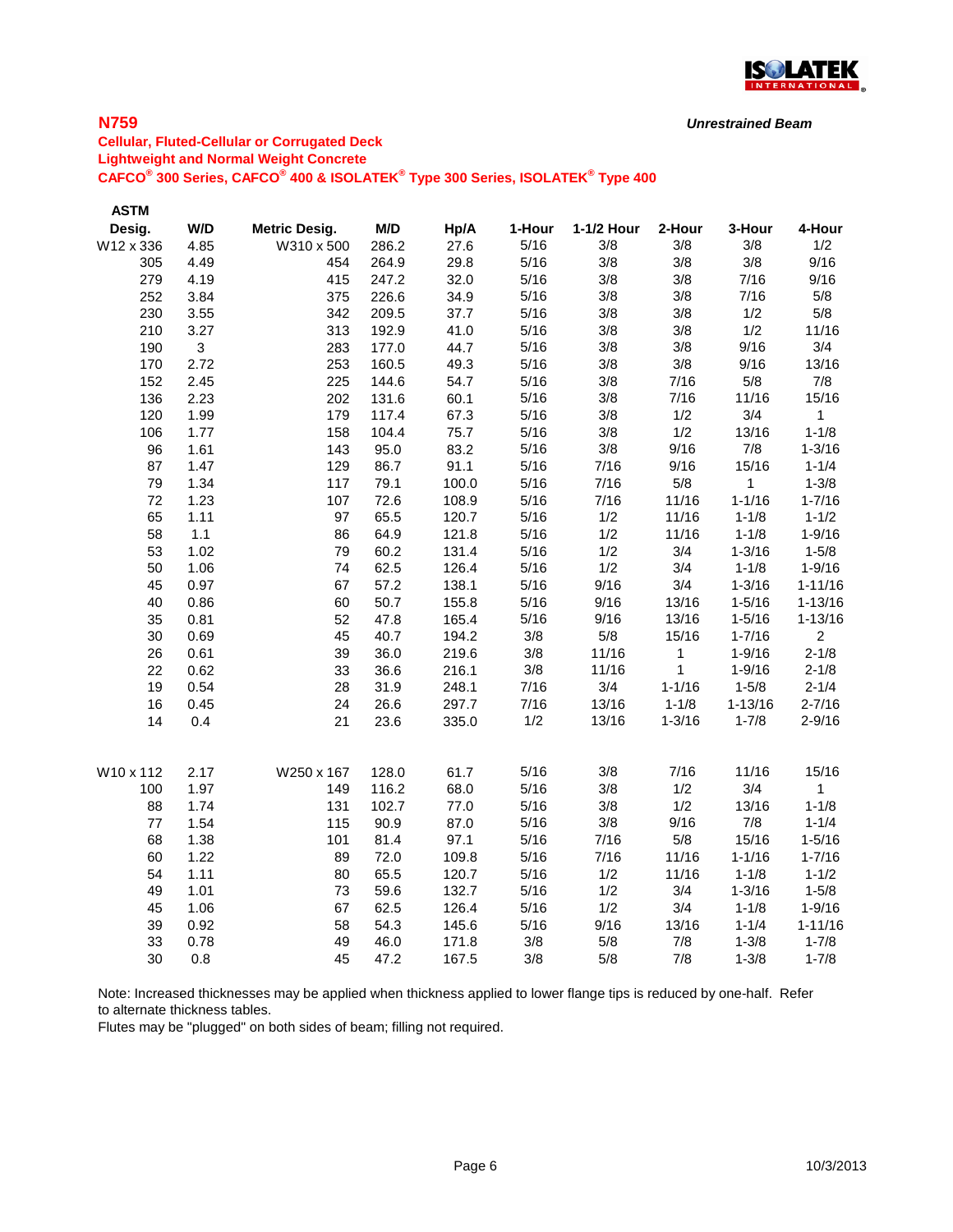## N759

*Unrestrained Beam*

**Cellular, Fluted-Cellular or Corrugated Deck**
**Lightweight and Normal Weight Concrete**
**CAFCO® 300 Series, CAFCO® 400 & ISOLATEK® Type 300 Series, ISOLATEK® Type 400**

| ASTM Desig. | W/D | Metric Desig. | M/D | Hp/A | 1-Hour | 1-1/2 Hour | 2-Hour | 3-Hour | 4-Hour |
|---|---|---|---|---|---|---|---|---|---|
| W12 x 336 | 4.85 | W310 x 500 | 286.2 | 27.6 | 5/16 | 3/8 | 3/8 | 3/8 | 1/2 |
| 305 | 4.49 | 454 | 264.9 | 29.8 | 5/16 | 3/8 | 3/8 | 3/8 | 9/16 |
| 279 | 4.19 | 415 | 247.2 | 32.0 | 5/16 | 3/8 | 3/8 | 7/16 | 9/16 |
| 252 | 3.84 | 375 | 226.6 | 34.9 | 5/16 | 3/8 | 3/8 | 7/16 | 5/8 |
| 230 | 3.55 | 342 | 209.5 | 37.7 | 5/16 | 3/8 | 3/8 | 1/2 | 5/8 |
| 210 | 3.27 | 313 | 192.9 | 41.0 | 5/16 | 3/8 | 3/8 | 1/2 | 11/16 |
| 190 | 3 | 283 | 177.0 | 44.7 | 5/16 | 3/8 | 3/8 | 9/16 | 3/4 |
| 170 | 2.72 | 253 | 160.5 | 49.3 | 5/16 | 3/8 | 3/8 | 9/16 | 13/16 |
| 152 | 2.45 | 225 | 144.6 | 54.7 | 5/16 | 3/8 | 7/16 | 5/8 | 7/8 |
| 136 | 2.23 | 202 | 131.6 | 60.1 | 5/16 | 3/8 | 7/16 | 11/16 | 15/16 |
| 120 | 1.99 | 179 | 117.4 | 67.3 | 5/16 | 3/8 | 1/2 | 3/4 | 1 |
| 106 | 1.77 | 158 | 104.4 | 75.7 | 5/16 | 3/8 | 1/2 | 13/16 | 1-1/8 |
| 96 | 1.61 | 143 | 95.0 | 83.2 | 5/16 | 3/8 | 9/16 | 7/8 | 1-3/16 |
| 87 | 1.47 | 129 | 86.7 | 91.1 | 5/16 | 7/16 | 9/16 | 15/16 | 1-1/4 |
| 79 | 1.34 | 117 | 79.1 | 100.0 | 5/16 | 7/16 | 5/8 | 1 | 1-3/8 |
| 72 | 1.23 | 107 | 72.6 | 108.9 | 5/16 | 7/16 | 11/16 | 1-1/16 | 1-7/16 |
| 65 | 1.11 | 97 | 65.5 | 120.7 | 5/16 | 1/2 | 11/16 | 1-1/8 | 1-1/2 |
| 58 | 1.1 | 86 | 64.9 | 121.8 | 5/16 | 1/2 | 11/16 | 1-1/8 | 1-9/16 |
| 53 | 1.02 | 79 | 60.2 | 131.4 | 5/16 | 1/2 | 3/4 | 1-3/16 | 1-5/8 |
| 50 | 1.06 | 74 | 62.5 | 126.4 | 5/16 | 1/2 | 3/4 | 1-1/8 | 1-9/16 |
| 45 | 0.97 | 67 | 57.2 | 138.1 | 5/16 | 9/16 | 3/4 | 1-3/16 | 1-11/16 |
| 40 | 0.86 | 60 | 50.7 | 155.8 | 5/16 | 9/16 | 13/16 | 1-5/16 | 1-13/16 |
| 35 | 0.81 | 52 | 47.8 | 165.4 | 5/16 | 9/16 | 13/16 | 1-5/16 | 1-13/16 |
| 30 | 0.69 | 45 | 40.7 | 194.2 | 3/8 | 5/8 | 15/16 | 1-7/16 | 2 |
| 26 | 0.61 | 39 | 36.0 | 219.6 | 3/8 | 11/16 | 1 | 1-9/16 | 2-1/8 |
| 22 | 0.62 | 33 | 36.6 | 216.1 | 3/8 | 11/16 | 1 | 1-9/16 | 2-1/8 |
| 19 | 0.54 | 28 | 31.9 | 248.1 | 7/16 | 3/4 | 1-1/16 | 1-5/8 | 2-1/4 |
| 16 | 0.45 | 24 | 26.6 | 297.7 | 7/16 | 13/16 | 1-1/8 | 1-13/16 | 2-7/16 |
| 14 | 0.4 | 21 | 23.6 | 335.0 | 1/2 | 13/16 | 1-3/16 | 1-7/8 | 2-9/16 |
| W10 x 112 | 2.17 | W250 x 167 | 128.0 | 61.7 | 5/16 | 3/8 | 7/16 | 11/16 | 15/16 |
| 100 | 1.97 | 149 | 116.2 | 68.0 | 5/16 | 3/8 | 1/2 | 3/4 | 1 |
| 88 | 1.74 | 131 | 102.7 | 77.0 | 5/16 | 3/8 | 1/2 | 13/16 | 1-1/8 |
| 77 | 1.54 | 115 | 90.9 | 87.0 | 5/16 | 3/8 | 9/16 | 7/8 | 1-1/4 |
| 68 | 1.38 | 101 | 81.4 | 97.1 | 5/16 | 7/16 | 5/8 | 15/16 | 1-5/16 |
| 60 | 1.22 | 89 | 72.0 | 109.8 | 5/16 | 7/16 | 11/16 | 1-1/16 | 1-7/16 |
| 54 | 1.11 | 80 | 65.5 | 120.7 | 5/16 | 1/2 | 11/16 | 1-1/8 | 1-1/2 |
| 49 | 1.01 | 73 | 59.6 | 132.7 | 5/16 | 1/2 | 3/4 | 1-3/16 | 1-5/8 |
| 45 | 1.06 | 67 | 62.5 | 126.4 | 5/16 | 1/2 | 3/4 | 1-1/8 | 1-9/16 |
| 39 | 0.92 | 58 | 54.3 | 145.6 | 5/16 | 9/16 | 13/16 | 1-1/4 | 1-11/16 |
| 33 | 0.78 | 49 | 46.0 | 171.8 | 3/8 | 5/8 | 7/8 | 1-3/8 | 1-7/8 |
| 30 | 0.8 | 45 | 47.2 | 167.5 | 3/8 | 5/8 | 7/8 | 1-3/8 | 1-7/8 |

Note: Increased thicknesses may be applied when thickness applied to lower flange tips is reduced by one-half. Refer to alternate thickness tables.

Flutes may be "plugged" on both sides of beam; filling not required.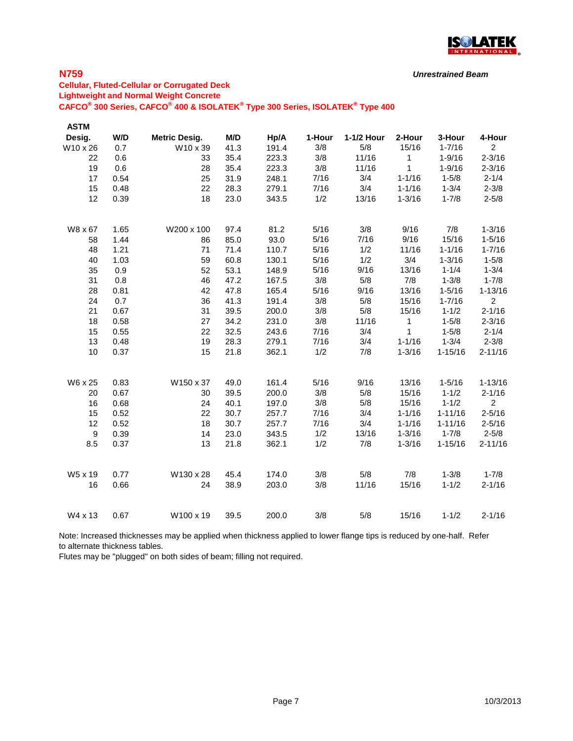## N759

*Unrestrained Beam*

**Cellular, Fluted-Cellular or Corrugated Deck**
**Lightweight and Normal Weight Concrete**
**CAFCO® 300 Series, CAFCO® 400 & ISOLATEK® Type 300 Series, ISOLATEK® Type 400**

| ASTM Desig. | W/D | Metric Desig. | M/D | Hp/A | 1-Hour | 1-1/2 Hour | 2-Hour | 3-Hour | 4-Hour |
|---|---|---|---|---|---|---|---|---|---|
| W10 x 26 | 0.7 | W10 x 39 | 41.3 | 191.4 | 3/8 | 5/8 | 15/16 | 1-7/16 | 2 |
| 22 | 0.6 | 33 | 35.4 | 223.3 | 3/8 | 11/16 | 1 | 1-9/16 | 2-3/16 |
| 19 | 0.6 | 28 | 35.4 | 223.3 | 3/8 | 11/16 | 1 | 1-9/16 | 2-3/16 |
| 17 | 0.54 | 25 | 31.9 | 248.1 | 7/16 | 3/4 | 1-1/16 | 1-5/8 | 2-1/4 |
| 15 | 0.48 | 22 | 28.3 | 279.1 | 7/16 | 3/4 | 1-1/16 | 1-3/4 | 2-3/8 |
| 12 | 0.39 | 18 | 23.0 | 343.5 | 1/2 | 13/16 | 1-3/16 | 1-7/8 | 2-5/8 |
| W8 x 67 | 1.65 | W200 x 100 | 97.4 | 81.2 | 5/16 | 3/8 | 9/16 | 7/8 | 1-3/16 |
| 58 | 1.44 | 86 | 85.0 | 93.0 | 5/16 | 7/16 | 9/16 | 15/16 | 1-5/16 |
| 48 | 1.21 | 71 | 71.4 | 110.7 | 5/16 | 1/2 | 11/16 | 1-1/16 | 1-7/16 |
| 40 | 1.03 | 59 | 60.8 | 130.1 | 5/16 | 1/2 | 3/4 | 1-3/16 | 1-5/8 |
| 35 | 0.9 | 52 | 53.1 | 148.9 | 5/16 | 9/16 | 13/16 | 1-1/4 | 1-3/4 |
| 31 | 0.8 | 46 | 47.2 | 167.5 | 3/8 | 5/8 | 7/8 | 1-3/8 | 1-7/8 |
| 28 | 0.81 | 42 | 47.8 | 165.4 | 5/16 | 9/16 | 13/16 | 1-5/16 | 1-13/16 |
| 24 | 0.7 | 36 | 41.3 | 191.4 | 3/8 | 5/8 | 15/16 | 1-7/16 | 2 |
| 21 | 0.67 | 31 | 39.5 | 200.0 | 3/8 | 5/8 | 15/16 | 1-1/2 | 2-1/16 |
| 18 | 0.58 | 27 | 34.2 | 231.0 | 3/8 | 11/16 | 1 | 1-5/8 | 2-3/16 |
| 15 | 0.55 | 22 | 32.5 | 243.6 | 7/16 | 3/4 | 1 | 1-5/8 | 2-1/4 |
| 13 | 0.48 | 19 | 28.3 | 279.1 | 7/16 | 3/4 | 1-1/16 | 1-3/4 | 2-3/8 |
| 10 | 0.37 | 15 | 21.8 | 362.1 | 1/2 | 7/8 | 1-3/16 | 1-15/16 | 2-11/16 |
| W6 x 25 | 0.83 | W150 x 37 | 49.0 | 161.4 | 5/16 | 9/16 | 13/16 | 1-5/16 | 1-13/16 |
| 20 | 0.67 | 30 | 39.5 | 200.0 | 3/8 | 5/8 | 15/16 | 1-1/2 | 2-1/16 |
| 16 | 0.68 | 24 | 40.1 | 197.0 | 3/8 | 5/8 | 15/16 | 1-1/2 | 2 |
| 15 | 0.52 | 22 | 30.7 | 257.7 | 7/16 | 3/4 | 1-1/16 | 1-11/16 | 2-5/16 |
| 12 | 0.52 | 18 | 30.7 | 257.7 | 7/16 | 3/4 | 1-1/16 | 1-11/16 | 2-5/16 |
| 9 | 0.39 | 14 | 23.0 | 343.5 | 1/2 | 13/16 | 1-3/16 | 1-7/8 | 2-5/8 |
| 8.5 | 0.37 | 13 | 21.8 | 362.1 | 1/2 | 7/8 | 1-3/16 | 1-15/16 | 2-11/16 |
| W5 x 19 | 0.77 | W130 x 28 | 45.4 | 174.0 | 3/8 | 5/8 | 7/8 | 1-3/8 | 1-7/8 |
| 16 | 0.66 | 24 | 38.9 | 203.0 | 3/8 | 11/16 | 15/16 | 1-1/2 | 2-1/16 |
| W4 x 13 | 0.67 | W100 x 19 | 39.5 | 200.0 | 3/8 | 5/8 | 15/16 | 1-1/2 | 2-1/16 |

Note: Increased thicknesses may be applied when thickness applied to lower flange tips is reduced by one-half. Refer to alternate thickness tables.
Flutes may be "plugged" on both sides of beam; filling not required.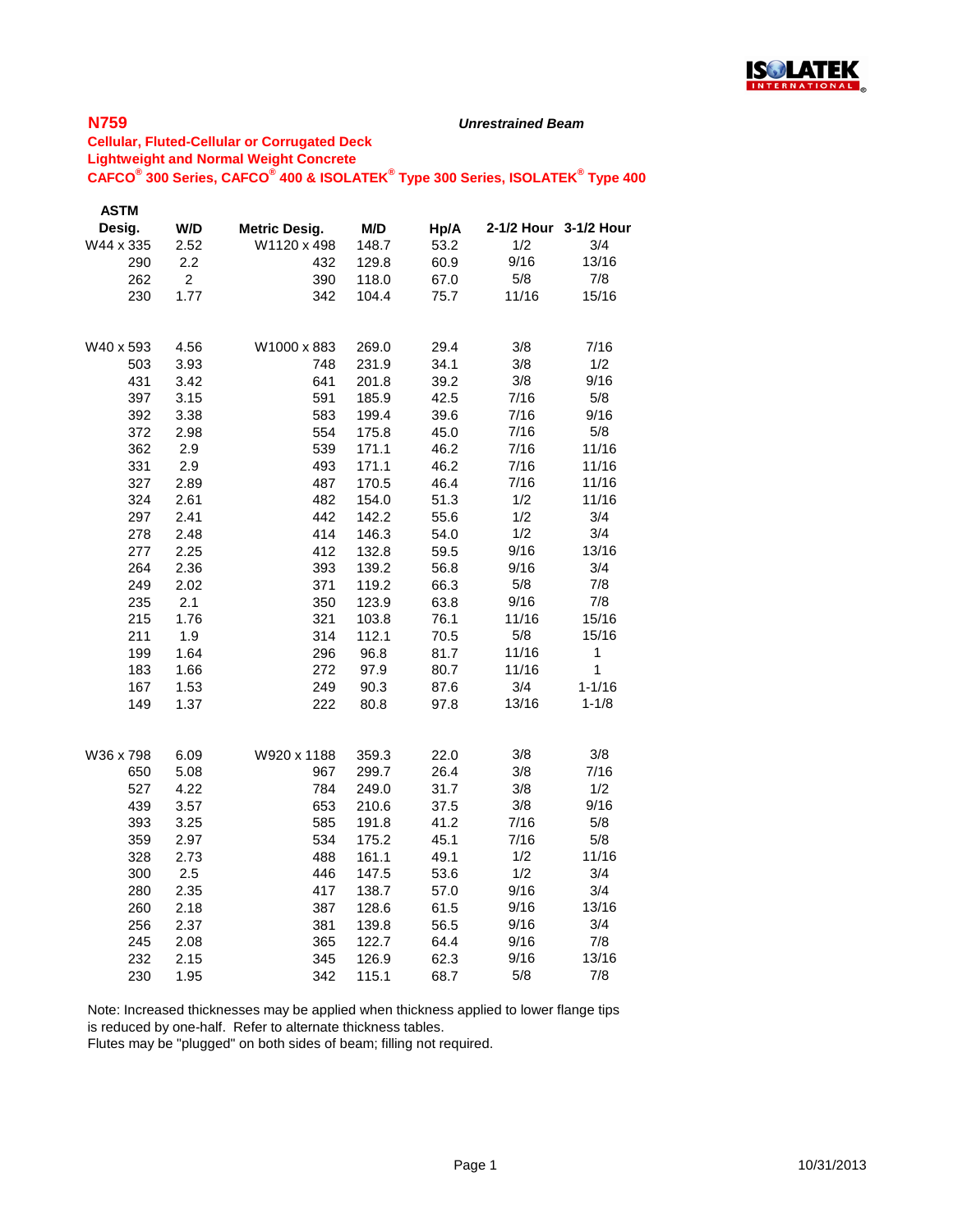## N759

***Unrestrained Beam***

**Cellular, Fluted-Cellular or Corrugated Deck**
**Lightweight and Normal Weight Concrete**
**CAFCO® 300 Series, CAFCO® 400 & ISOLATEK® Type 300 Series, ISOLATEK® Type 400**

| ASTM Desig. | W/D | Metric Desig. | M/D | Hp/A | 2-1/2 Hour | 3-1/2 Hour |
|---|---|---|---|---|---|---|
| W44 x 335 | 2.52 | W1120 x 498 | 148.7 | 53.2 | 1/2 | 3/4 |
| 290 | 2.2 | 432 | 129.8 | 60.9 | 9/16 | 13/16 |
| 262 | 2 | 390 | 118.0 | 67.0 | 5/8 | 7/8 |
| 230 | 1.77 | 342 | 104.4 | 75.7 | 11/16 | 15/16 |
| | | | | | | |
| W40 x 593 | 4.56 | W1000 x 883 | 269.0 | 29.4 | 3/8 | 7/16 |
| 503 | 3.93 | 748 | 231.9 | 34.1 | 3/8 | 1/2 |
| 431 | 3.42 | 641 | 201.8 | 39.2 | 3/8 | 9/16 |
| 397 | 3.15 | 591 | 185.9 | 42.5 | 7/16 | 5/8 |
| 392 | 3.38 | 583 | 199.4 | 39.6 | 7/16 | 9/16 |
| 372 | 2.98 | 554 | 175.8 | 45.0 | 7/16 | 5/8 |
| 362 | 2.9 | 539 | 171.1 | 46.2 | 7/16 | 11/16 |
| 331 | 2.9 | 493 | 171.1 | 46.2 | 7/16 | 11/16 |
| 327 | 2.89 | 487 | 170.5 | 46.4 | 7/16 | 11/16 |
| 324 | 2.61 | 482 | 154.0 | 51.3 | 1/2 | 11/16 |
| 297 | 2.41 | 442 | 142.2 | 55.6 | 1/2 | 3/4 |
| 278 | 2.48 | 414 | 146.3 | 54.0 | 1/2 | 3/4 |
| 277 | 2.25 | 412 | 132.8 | 59.5 | 9/16 | 13/16 |
| 264 | 2.36 | 393 | 139.2 | 56.8 | 9/16 | 3/4 |
| 249 | 2.02 | 371 | 119.2 | 66.3 | 5/8 | 7/8 |
| 235 | 2.1 | 350 | 123.9 | 63.8 | 9/16 | 7/8 |
| 215 | 1.76 | 321 | 103.8 | 76.1 | 11/16 | 15/16 |
| 211 | 1.9 | 314 | 112.1 | 70.5 | 5/8 | 15/16 |
| 199 | 1.64 | 296 | 96.8 | 81.7 | 11/16 | 1 |
| 183 | 1.66 | 272 | 97.9 | 80.7 | 11/16 | 1 |
| 167 | 1.53 | 249 | 90.3 | 87.6 | 3/4 | 1-1/16 |
| 149 | 1.37 | 222 | 80.8 | 97.8 | 13/16 | 1-1/8 |
| | | | | | | |
| W36 x 798 | 6.09 | W920 x 1188 | 359.3 | 22.0 | 3/8 | 3/8 |
| 650 | 5.08 | 967 | 299.7 | 26.4 | 3/8 | 7/16 |
| 527 | 4.22 | 784 | 249.0 | 31.7 | 3/8 | 1/2 |
| 439 | 3.57 | 653 | 210.6 | 37.5 | 3/8 | 9/16 |
| 393 | 3.25 | 585 | 191.8 | 41.2 | 7/16 | 5/8 |
| 359 | 2.97 | 534 | 175.2 | 45.1 | 7/16 | 5/8 |
| 328 | 2.73 | 488 | 161.1 | 49.1 | 1/2 | 11/16 |
| 300 | 2.5 | 446 | 147.5 | 53.6 | 1/2 | 3/4 |
| 280 | 2.35 | 417 | 138.7 | 57.0 | 9/16 | 3/4 |
| 260 | 2.18 | 387 | 128.6 | 61.5 | 9/16 | 13/16 |
| 256 | 2.37 | 381 | 139.8 | 56.5 | 9/16 | 3/4 |
| 245 | 2.08 | 365 | 122.7 | 64.4 | 9/16 | 7/8 |
| 232 | 2.15 | 345 | 126.9 | 62.3 | 9/16 | 13/16 |
| 230 | 1.95 | 342 | 115.1 | 68.7 | 5/8 | 7/8 |

Note: Increased thicknesses may be applied when thickness applied to lower flange tips is reduced by one-half. Refer to alternate thickness tables.
Flutes may be "plugged" on both sides of beam; filling not required.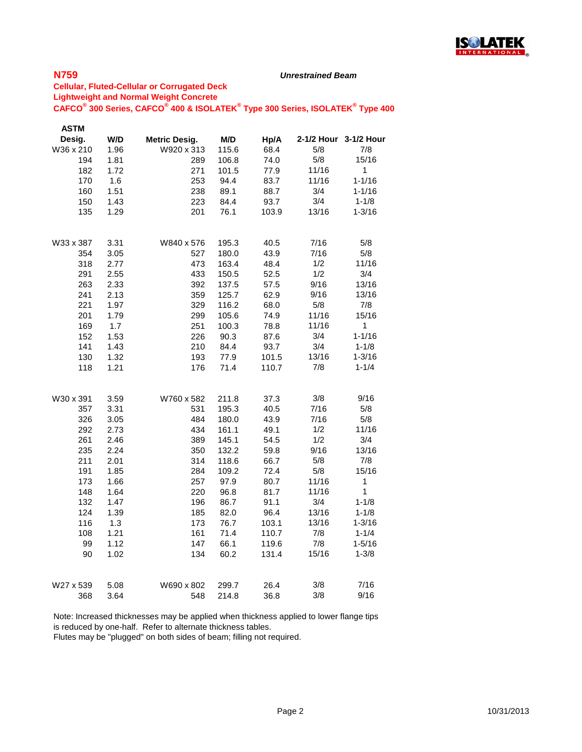**N759**

*Unrestrained Beam*

**Cellular, Fluted-Cellular or Corrugated Deck**
**Lightweight and Normal Weight Concrete**
**CAFCO® 300 Series, CAFCO® 400 & ISOLATEK® Type 300 Series, ISOLATEK® Type 400**

| ASTM Desig. | W/D | Metric Desig. | M/D | Hp/A | 2-1/2 Hour | 3-1/2 Hour |
|---|---|---|---|---|---|---|
| W36 x 210 | 1.96 | W920 x 313 | 115.6 | 68.4 | 5/8 | 7/8 |
| 194 | 1.81 | 289 | 106.8 | 74.0 | 5/8 | 15/16 |
| 182 | 1.72 | 271 | 101.5 | 77.9 | 11/16 | 1 |
| 170 | 1.6 | 253 | 94.4 | 83.7 | 11/16 | 1-1/16 |
| 160 | 1.51 | 238 | 89.1 | 88.7 | 3/4 | 1-1/16 |
| 150 | 1.43 | 223 | 84.4 | 93.7 | 3/4 | 1-1/8 |
| 135 | 1.29 | 201 | 76.1 | 103.9 | 13/16 | 1-3/16 |
| | | | | | | |
| W33 x 387 | 3.31 | W840 x 576 | 195.3 | 40.5 | 7/16 | 5/8 |
| 354 | 3.05 | 527 | 180.0 | 43.9 | 7/16 | 5/8 |
| 318 | 2.77 | 473 | 163.4 | 48.4 | 1/2 | 11/16 |
| 291 | 2.55 | 433 | 150.5 | 52.5 | 1/2 | 3/4 |
| 263 | 2.33 | 392 | 137.5 | 57.5 | 9/16 | 13/16 |
| 241 | 2.13 | 359 | 125.7 | 62.9 | 9/16 | 13/16 |
| 221 | 1.97 | 329 | 116.2 | 68.0 | 5/8 | 7/8 |
| 201 | 1.79 | 299 | 105.6 | 74.9 | 11/16 | 15/16 |
| 169 | 1.7 | 251 | 100.3 | 78.8 | 11/16 | 1 |
| 152 | 1.53 | 226 | 90.3 | 87.6 | 3/4 | 1-1/16 |
| 141 | 1.43 | 210 | 84.4 | 93.7 | 3/4 | 1-1/8 |
| 130 | 1.32 | 193 | 77.9 | 101.5 | 13/16 | 1-3/16 |
| 118 | 1.21 | 176 | 71.4 | 110.7 | 7/8 | 1-1/4 |
| | | | | | | |
| W30 x 391 | 3.59 | W760 x 582 | 211.8 | 37.3 | 3/8 | 9/16 |
| 357 | 3.31 | 531 | 195.3 | 40.5 | 7/16 | 5/8 |
| 326 | 3.05 | 484 | 180.0 | 43.9 | 7/16 | 5/8 |
| 292 | 2.73 | 434 | 161.1 | 49.1 | 1/2 | 11/16 |
| 261 | 2.46 | 389 | 145.1 | 54.5 | 1/2 | 3/4 |
| 235 | 2.24 | 350 | 132.2 | 59.8 | 9/16 | 13/16 |
| 211 | 2.01 | 314 | 118.6 | 66.7 | 5/8 | 7/8 |
| 191 | 1.85 | 284 | 109.2 | 72.4 | 5/8 | 15/16 |
| 173 | 1.66 | 257 | 97.9 | 80.7 | 11/16 | 1 |
| 148 | 1.64 | 220 | 96.8 | 81.7 | 11/16 | 1 |
| 132 | 1.47 | 196 | 86.7 | 91.1 | 3/4 | 1-1/8 |
| 124 | 1.39 | 185 | 82.0 | 96.4 | 13/16 | 1-1/8 |
| 116 | 1.3 | 173 | 76.7 | 103.1 | 13/16 | 1-3/16 |
| 108 | 1.21 | 161 | 71.4 | 110.7 | 7/8 | 1-1/4 |
| 99 | 1.12 | 147 | 66.1 | 119.6 | 7/8 | 1-5/16 |
| 90 | 1.02 | 134 | 60.2 | 131.4 | 15/16 | 1-3/8 |
| | | | | | | |
| W27 x 539 | 5.08 | W690 x 802 | 299.7 | 26.4 | 3/8 | 7/16 |
| 368 | 3.64 | 548 | 214.8 | 36.8 | 3/8 | 9/16 |

Note: Increased thicknesses may be applied when thickness applied to lower flange tips is reduced by one-half. Refer to alternate thickness tables.
Flutes may be "plugged" on both sides of beam; filling not required.

10/31/2013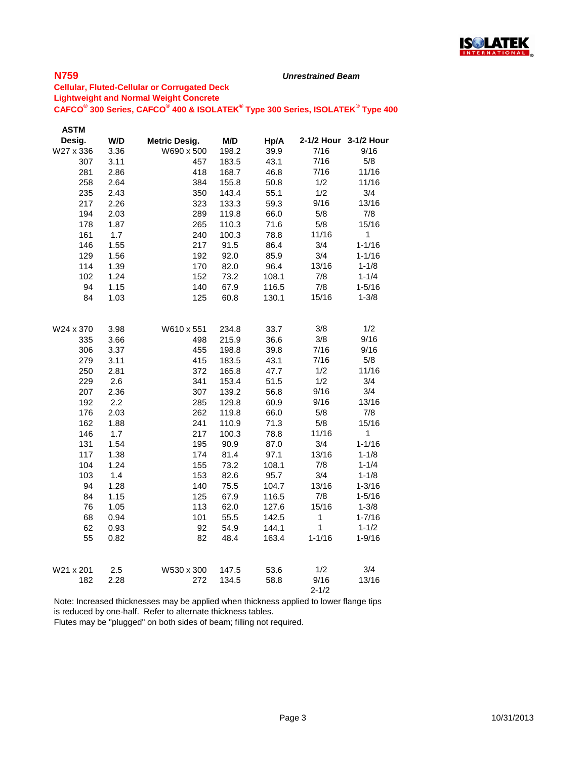## N759

***Unrestrained Beam***

**Cellular, Fluted-Cellular or Corrugated Deck**
**Lightweight and Normal Weight Concrete**
**CAFCO® 300 Series, CAFCO® 400 & ISOLATEK® Type 300 Series, ISOLATEK® Type 400**

| ASTM Desig. | W/D | Metric Desig. | M/D | Hp/A | 2-1/2 Hour | 3-1/2 Hour |
|---|---|---|---|---|---|---|
| W27 x 336 | 3.36 | W690 x 500 | 198.2 | 39.9 | 7/16 | 9/16 |
| 307 | 3.11 | 457 | 183.5 | 43.1 | 7/16 | 5/8 |
| 281 | 2.86 | 418 | 168.7 | 46.8 | 7/16 | 11/16 |
| 258 | 2.64 | 384 | 155.8 | 50.8 | 1/2 | 11/16 |
| 235 | 2.43 | 350 | 143.4 | 55.1 | 1/2 | 3/4 |
| 217 | 2.26 | 323 | 133.3 | 59.3 | 9/16 | 13/16 |
| 194 | 2.03 | 289 | 119.8 | 66.0 | 5/8 | 7/8 |
| 178 | 1.87 | 265 | 110.3 | 71.6 | 5/8 | 15/16 |
| 161 | 1.7 | 240 | 100.3 | 78.8 | 11/16 | 1 |
| 146 | 1.55 | 217 | 91.5 | 86.4 | 3/4 | 1-1/16 |
| 129 | 1.56 | 192 | 92.0 | 85.9 | 3/4 | 1-1/16 |
| 114 | 1.39 | 170 | 82.0 | 96.4 | 13/16 | 1-1/8 |
| 102 | 1.24 | 152 | 73.2 | 108.1 | 7/8 | 1-1/4 |
| 94 | 1.15 | 140 | 67.9 | 116.5 | 7/8 | 1-5/16 |
| 84 | 1.03 | 125 | 60.8 | 130.1 | 15/16 | 1-3/8 |
| | | | | | | |
| W24 x 370 | 3.98 | W610 x 551 | 234.8 | 33.7 | 3/8 | 1/2 |
| 335 | 3.66 | 498 | 215.9 | 36.6 | 3/8 | 9/16 |
| 306 | 3.37 | 455 | 198.8 | 39.8 | 7/16 | 9/16 |
| 279 | 3.11 | 415 | 183.5 | 43.1 | 7/16 | 5/8 |
| 250 | 2.81 | 372 | 165.8 | 47.7 | 1/2 | 11/16 |
| 229 | 2.6 | 341 | 153.4 | 51.5 | 1/2 | 3/4 |
| 207 | 2.36 | 307 | 139.2 | 56.8 | 9/16 | 3/4 |
| 192 | 2.2 | 285 | 129.8 | 60.9 | 9/16 | 13/16 |
| 176 | 2.03 | 262 | 119.8 | 66.0 | 5/8 | 7/8 |
| 162 | 1.88 | 241 | 110.9 | 71.3 | 5/8 | 15/16 |
| 146 | 1.7 | 217 | 100.3 | 78.8 | 11/16 | 1 |
| 131 | 1.54 | 195 | 90.9 | 87.0 | 3/4 | 1-1/16 |
| 117 | 1.38 | 174 | 81.4 | 97.1 | 13/16 | 1-1/8 |
| 104 | 1.24 | 155 | 73.2 | 108.1 | 7/8 | 1-1/4 |
| 103 | 1.4 | 153 | 82.6 | 95.7 | 3/4 | 1-1/8 |
| 94 | 1.28 | 140 | 75.5 | 104.7 | 13/16 | 1-3/16 |
| 84 | 1.15 | 125 | 67.9 | 116.5 | 7/8 | 1-5/16 |
| 76 | 1.05 | 113 | 62.0 | 127.6 | 15/16 | 1-3/8 |
| 68 | 0.94 | 101 | 55.5 | 142.5 | 1 | 1-7/16 |
| 62 | 0.93 | 92 | 54.9 | 144.1 | 1 | 1-1/2 |
| 55 | 0.82 | 82 | 48.4 | 163.4 | 1-1/16 | 1-9/16 |
| | | | | | | |
| W21 x 201 | 2.5 | W530 x 300 | 147.5 | 53.6 | 1/2 | 3/4 |
| 182 | 2.28 | 272 | 134.5 | 58.8 | 9/16 | 13/16 |
| | | | | | 2-1/2 | |

Note: Increased thicknesses may be applied when thickness applied to lower flange tips is reduced by one-half. Refer to alternate thickness tables.
Flutes may be "plugged" on both sides of beam; filling not required.

10/31/2013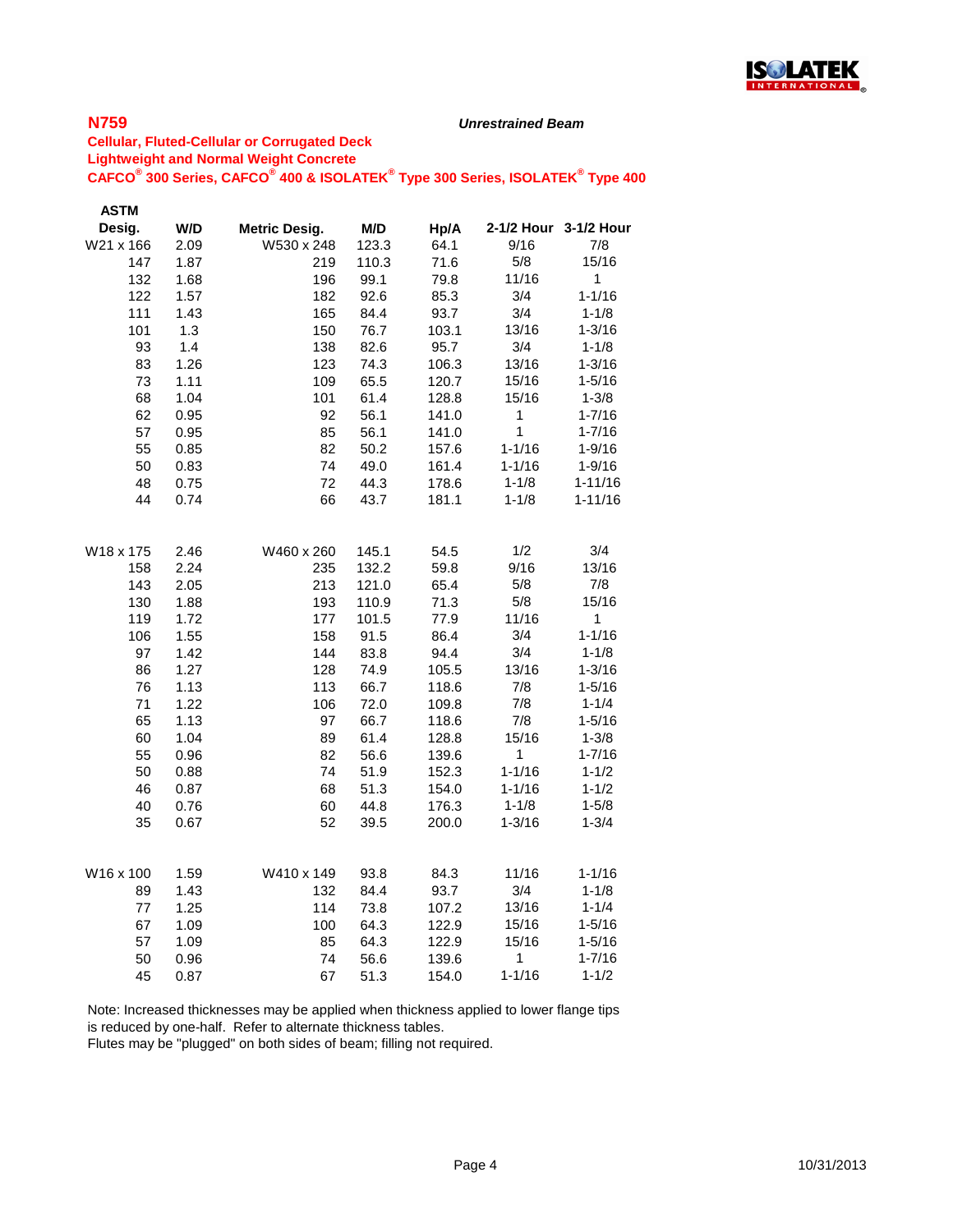## N759

***Unrestrained Beam***

**Cellular, Fluted-Cellular or Corrugated Deck**
**Lightweight and Normal Weight Concrete**
**CAFCO® 300 Series, CAFCO® 400 & ISOLATEK® Type 300 Series, ISOLATEK® Type 400**

| ASTM Desig. | W/D | Metric Desig. | M/D | Hp/A | 2-1/2 Hour | 3-1/2 Hour |
|---|---|---|---|---|---|---|
| W21 x 166 | 2.09 | W530 x 248 | 123.3 | 64.1 | 9/16 | 7/8 |
| 147 | 1.87 | 219 | 110.3 | 71.6 | 5/8 | 15/16 |
| 132 | 1.68 | 196 | 99.1 | 79.8 | 11/16 | 1 |
| 122 | 1.57 | 182 | 92.6 | 85.3 | 3/4 | 1-1/16 |
| 111 | 1.43 | 165 | 84.4 | 93.7 | 3/4 | 1-1/8 |
| 101 | 1.3 | 150 | 76.7 | 103.1 | 13/16 | 1-3/16 |
| 93 | 1.4 | 138 | 82.6 | 95.7 | 3/4 | 1-1/8 |
| 83 | 1.26 | 123 | 74.3 | 106.3 | 13/16 | 1-3/16 |
| 73 | 1.11 | 109 | 65.5 | 120.7 | 15/16 | 1-5/16 |
| 68 | 1.04 | 101 | 61.4 | 128.8 | 15/16 | 1-3/8 |
| 62 | 0.95 | 92 | 56.1 | 141.0 | 1 | 1-7/16 |
| 57 | 0.95 | 85 | 56.1 | 141.0 | 1 | 1-7/16 |
| 55 | 0.85 | 82 | 50.2 | 157.6 | 1-1/16 | 1-9/16 |
| 50 | 0.83 | 74 | 49.0 | 161.4 | 1-1/16 | 1-9/16 |
| 48 | 0.75 | 72 | 44.3 | 178.6 | 1-1/8 | 1-11/16 |
| 44 | 0.74 | 66 | 43.7 | 181.1 | 1-1/8 | 1-11/16 |
| | | | | | | |
| W18 x 175 | 2.46 | W460 x 260 | 145.1 | 54.5 | 1/2 | 3/4 |
| 158 | 2.24 | 235 | 132.2 | 59.8 | 9/16 | 13/16 |
| 143 | 2.05 | 213 | 121.0 | 65.4 | 5/8 | 7/8 |
| 130 | 1.88 | 193 | 110.9 | 71.3 | 5/8 | 15/16 |
| 119 | 1.72 | 177 | 101.5 | 77.9 | 11/16 | 1 |
| 106 | 1.55 | 158 | 91.5 | 86.4 | 3/4 | 1-1/16 |
| 97 | 1.42 | 144 | 83.8 | 94.4 | 3/4 | 1-1/8 |
| 86 | 1.27 | 128 | 74.9 | 105.5 | 13/16 | 1-3/16 |
| 76 | 1.13 | 113 | 66.7 | 118.6 | 7/8 | 1-5/16 |
| 71 | 1.22 | 106 | 72.0 | 109.8 | 7/8 | 1-1/4 |
| 65 | 1.13 | 97 | 66.7 | 118.6 | 7/8 | 1-5/16 |
| 60 | 1.04 | 89 | 61.4 | 128.8 | 15/16 | 1-3/8 |
| 55 | 0.96 | 82 | 56.6 | 139.6 | 1 | 1-7/16 |
| 50 | 0.88 | 74 | 51.9 | 152.3 | 1-1/16 | 1-1/2 |
| 46 | 0.87 | 68 | 51.3 | 154.0 | 1-1/16 | 1-1/2 |
| 40 | 0.76 | 60 | 44.8 | 176.3 | 1-1/8 | 1-5/8 |
| 35 | 0.67 | 52 | 39.5 | 200.0 | 1-3/16 | 1-3/4 |
| | | | | | | |
| W16 x 100 | 1.59 | W410 x 149 | 93.8 | 84.3 | 11/16 | 1-1/16 |
| 89 | 1.43 | 132 | 84.4 | 93.7 | 3/4 | 1-1/8 |
| 77 | 1.25 | 114 | 73.8 | 107.2 | 13/16 | 1-1/4 |
| 67 | 1.09 | 100 | 64.3 | 122.9 | 15/16 | 1-5/16 |
| 57 | 1.09 | 85 | 64.3 | 122.9 | 15/16 | 1-5/16 |
| 50 | 0.96 | 74 | 56.6 | 139.6 | 1 | 1-7/16 |
| 45 | 0.87 | 67 | 51.3 | 154.0 | 1-1/16 | 1-1/2 |

Note: Increased thicknesses may be applied when thickness applied to lower flange tips is reduced by one-half. Refer to alternate thickness tables.
Flutes may be "plugged" on both sides of beam; filling not required.

10/31/2013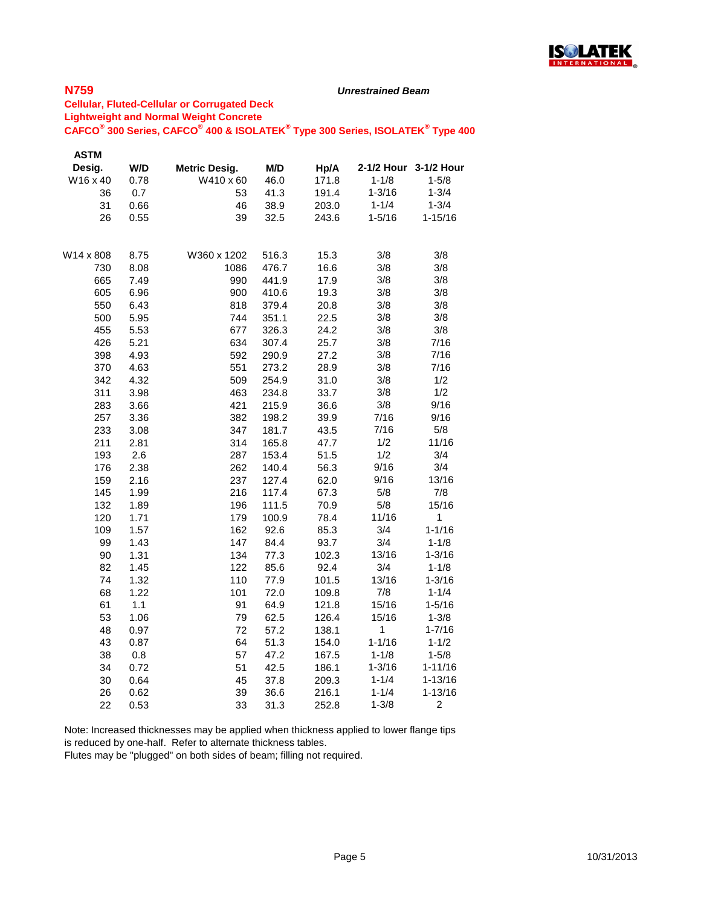## N759

***Unrestrained Beam***

**Cellular, Fluted-Cellular or Corrugated Deck**
**Lightweight and Normal Weight Concrete**
**CAFCO® 300 Series, CAFCO® 400 & ISOLATEK® Type 300 Series, ISOLATEK® Type 400**

| ASTM Desig. | W/D | Metric Desig. | M/D | Hp/A | 2-1/2 Hour | 3-1/2 Hour |
|---|---|---|---|---|---|---|
| W16 x 40 | 0.78 | W410 x 60 | 46.0 | 171.8 | 1-1/8 | 1-5/8 |
| 36 | 0.7 | 53 | 41.3 | 191.4 | 1-3/16 | 1-3/4 |
| 31 | 0.66 | 46 | 38.9 | 203.0 | 1-1/4 | 1-3/4 |
| 26 | 0.55 | 39 | 32.5 | 243.6 | 1-5/16 | 1-15/16 |
| | | | | | | |
| W14 x 808 | 8.75 | W360 x 1202 | 516.3 | 15.3 | 3/8 | 3/8 |
| 730 | 8.08 | 1086 | 476.7 | 16.6 | 3/8 | 3/8 |
| 665 | 7.49 | 990 | 441.9 | 17.9 | 3/8 | 3/8 |
| 605 | 6.96 | 900 | 410.6 | 19.3 | 3/8 | 3/8 |
| 550 | 6.43 | 818 | 379.4 | 20.8 | 3/8 | 3/8 |
| 500 | 5.95 | 744 | 351.1 | 22.5 | 3/8 | 3/8 |
| 455 | 5.53 | 677 | 326.3 | 24.2 | 3/8 | 3/8 |
| 426 | 5.21 | 634 | 307.4 | 25.7 | 3/8 | 7/16 |
| 398 | 4.93 | 592 | 290.9 | 27.2 | 3/8 | 7/16 |
| 370 | 4.63 | 551 | 273.2 | 28.9 | 3/8 | 7/16 |
| 342 | 4.32 | 509 | 254.9 | 31.0 | 3/8 | 1/2 |
| 311 | 3.98 | 463 | 234.8 | 33.7 | 3/8 | 1/2 |
| 283 | 3.66 | 421 | 215.9 | 36.6 | 3/8 | 9/16 |
| 257 | 3.36 | 382 | 198.2 | 39.9 | 7/16 | 9/16 |
| 233 | 3.08 | 347 | 181.7 | 43.5 | 7/16 | 5/8 |
| 211 | 2.81 | 314 | 165.8 | 47.7 | 1/2 | 11/16 |
| 193 | 2.6 | 287 | 153.4 | 51.5 | 1/2 | 3/4 |
| 176 | 2.38 | 262 | 140.4 | 56.3 | 9/16 | 3/4 |
| 159 | 2.16 | 237 | 127.4 | 62.0 | 9/16 | 13/16 |
| 145 | 1.99 | 216 | 117.4 | 67.3 | 5/8 | 7/8 |
| 132 | 1.89 | 196 | 111.5 | 70.9 | 5/8 | 15/16 |
| 120 | 1.71 | 179 | 100.9 | 78.4 | 11/16 | 1 |
| 109 | 1.57 | 162 | 92.6 | 85.3 | 3/4 | 1-1/16 |
| 99 | 1.43 | 147 | 84.4 | 93.7 | 3/4 | 1-1/8 |
| 90 | 1.31 | 134 | 77.3 | 102.3 | 13/16 | 1-3/16 |
| 82 | 1.45 | 122 | 85.6 | 92.4 | 3/4 | 1-1/8 |
| 74 | 1.32 | 110 | 77.9 | 101.5 | 13/16 | 1-3/16 |
| 68 | 1.22 | 101 | 72.0 | 109.8 | 7/8 | 1-1/4 |
| 61 | 1.1 | 91 | 64.9 | 121.8 | 15/16 | 1-5/16 |
| 53 | 1.06 | 79 | 62.5 | 126.4 | 15/16 | 1-3/8 |
| 48 | 0.97 | 72 | 57.2 | 138.1 | 1 | 1-7/16 |
| 43 | 0.87 | 64 | 51.3 | 154.0 | 1-1/16 | 1-1/2 |
| 38 | 0.8 | 57 | 47.2 | 167.5 | 1-1/8 | 1-5/8 |
| 34 | 0.72 | 51 | 42.5 | 186.1 | 1-3/16 | 1-11/16 |
| 30 | 0.64 | 45 | 37.8 | 209.3 | 1-1/4 | 1-13/16 |
| 26 | 0.62 | 39 | 36.6 | 216.1 | 1-1/4 | 1-13/16 |
| 22 | 0.53 | 33 | 31.3 | 252.8 | 1-3/8 | 2 |

Note: Increased thicknesses may be applied when thickness applied to lower flange tips is reduced by one-half. Refer to alternate thickness tables.
Flutes may be "plugged" on both sides of beam; filling not required.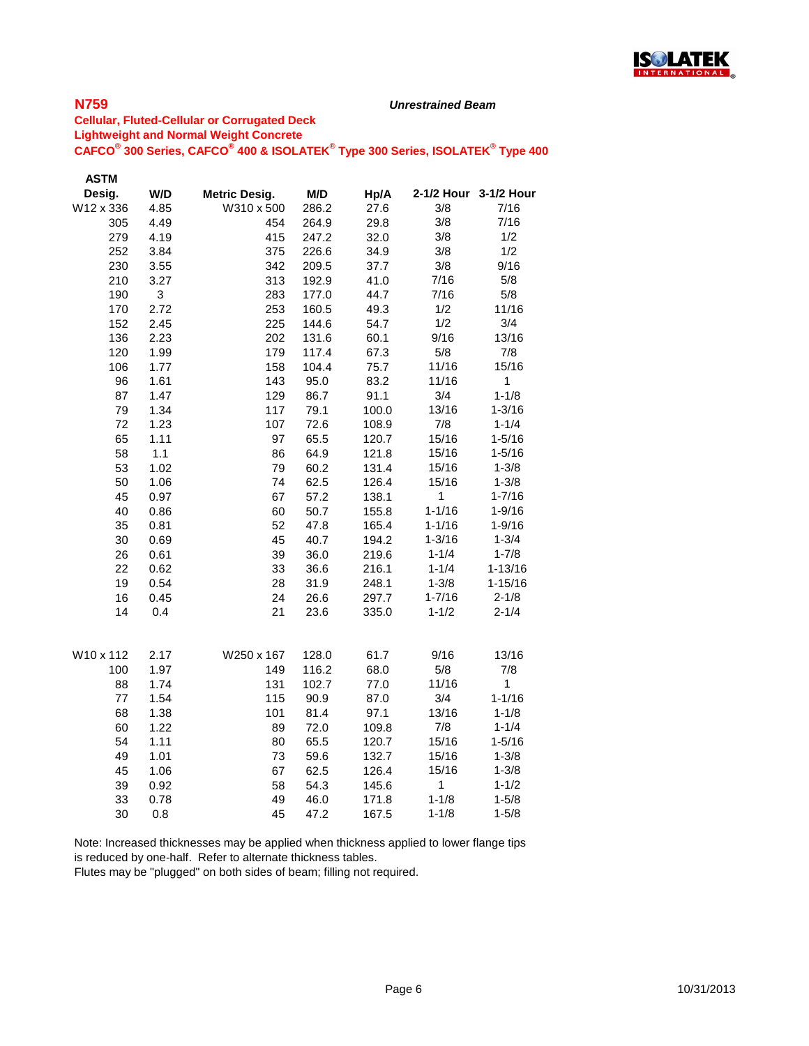## N759

***Unrestrained Beam***

**Cellular, Fluted-Cellular or Corrugated Deck**
**Lightweight and Normal Weight Concrete**
**CAFCO® 300 Series, CAFCO® 400 & ISOLATEK® Type 300 Series, ISOLATEK® Type 400**

| ASTM Desig. | W/D | Metric Desig. | M/D | Hp/A | 2-1/2 Hour | 3-1/2 Hour |
|---|---|---|---|---|---|---|
| W12 x 336 | 4.85 | W310 x 500 | 286.2 | 27.6 | 3/8 | 7/16 |
| 305 | 4.49 | 454 | 264.9 | 29.8 | 3/8 | 7/16 |
| 279 | 4.19 | 415 | 247.2 | 32.0 | 3/8 | 1/2 |
| 252 | 3.84 | 375 | 226.6 | 34.9 | 3/8 | 1/2 |
| 230 | 3.55 | 342 | 209.5 | 37.7 | 3/8 | 9/16 |
| 210 | 3.27 | 313 | 192.9 | 41.0 | 7/16 | 5/8 |
| 190 | 3 | 283 | 177.0 | 44.7 | 7/16 | 5/8 |
| 170 | 2.72 | 253 | 160.5 | 49.3 | 1/2 | 11/16 |
| 152 | 2.45 | 225 | 144.6 | 54.7 | 1/2 | 3/4 |
| 136 | 2.23 | 202 | 131.6 | 60.1 | 9/16 | 13/16 |
| 120 | 1.99 | 179 | 117.4 | 67.3 | 5/8 | 7/8 |
| 106 | 1.77 | 158 | 104.4 | 75.7 | 11/16 | 15/16 |
| 96 | 1.61 | 143 | 95.0 | 83.2 | 11/16 | 1 |
| 87 | 1.47 | 129 | 86.7 | 91.1 | 3/4 | 1-1/8 |
| 79 | 1.34 | 117 | 79.1 | 100.0 | 13/16 | 1-3/16 |
| 72 | 1.23 | 107 | 72.6 | 108.9 | 7/8 | 1-1/4 |
| 65 | 1.11 | 97 | 65.5 | 120.7 | 15/16 | 1-5/16 |
| 58 | 1.1 | 86 | 64.9 | 121.8 | 15/16 | 1-5/16 |
| 53 | 1.02 | 79 | 60.2 | 131.4 | 15/16 | 1-3/8 |
| 50 | 1.06 | 74 | 62.5 | 126.4 | 15/16 | 1-3/8 |
| 45 | 0.97 | 67 | 57.2 | 138.1 | 1 | 1-7/16 |
| 40 | 0.86 | 60 | 50.7 | 155.8 | 1-1/16 | 1-9/16 |
| 35 | 0.81 | 52 | 47.8 | 165.4 | 1-1/16 | 1-9/16 |
| 30 | 0.69 | 45 | 40.7 | 194.2 | 1-3/16 | 1-3/4 |
| 26 | 0.61 | 39 | 36.0 | 219.6 | 1-1/4 | 1-7/8 |
| 22 | 0.62 | 33 | 36.6 | 216.1 | 1-1/4 | 1-13/16 |
| 19 | 0.54 | 28 | 31.9 | 248.1 | 1-3/8 | 1-15/16 |
| 16 | 0.45 | 24 | 26.6 | 297.7 | 1-7/16 | 2-1/8 |
| 14 | 0.4 | 21 | 23.6 | 335.0 | 1-1/2 | 2-1/4 |
| | | | | | | |
| W10 x 112 | 2.17 | W250 x 167 | 128.0 | 61.7 | 9/16 | 13/16 |
| 100 | 1.97 | 149 | 116.2 | 68.0 | 5/8 | 7/8 |
| 88 | 1.74 | 131 | 102.7 | 77.0 | 11/16 | 1 |
| 77 | 1.54 | 115 | 90.9 | 87.0 | 3/4 | 1-1/16 |
| 68 | 1.38 | 101 | 81.4 | 97.1 | 13/16 | 1-1/8 |
| 60 | 1.22 | 89 | 72.0 | 109.8 | 7/8 | 1-1/4 |
| 54 | 1.11 | 80 | 65.5 | 120.7 | 15/16 | 1-5/16 |
| 49 | 1.01 | 73 | 59.6 | 132.7 | 15/16 | 1-3/8 |
| 45 | 1.06 | 67 | 62.5 | 126.4 | 15/16 | 1-3/8 |
| 39 | 0.92 | 58 | 54.3 | 145.6 | 1 | 1-1/2 |
| 33 | 0.78 | 49 | 46.0 | 171.8 | 1-1/8 | 1-5/8 |
| 30 | 0.8 | 45 | 47.2 | 167.5 | 1-1/8 | 1-5/8 |

Note: Increased thicknesses may be applied when thickness applied to lower flange tips is reduced by one-half. Refer to alternate thickness tables.
Flutes may be "plugged" on both sides of beam; filling not required.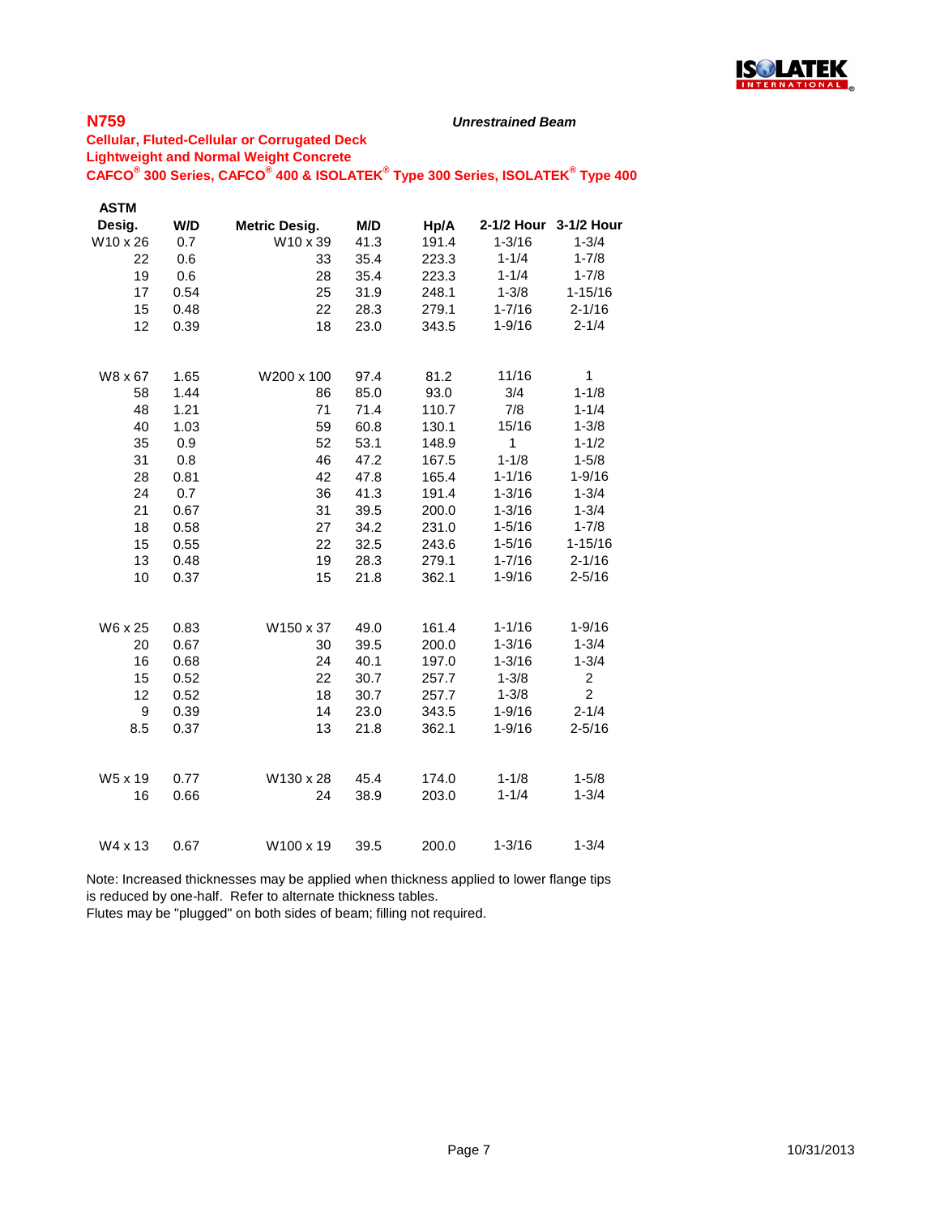## N759

*Unrestrained Beam*

**Cellular, Fluted-Cellular or Corrugated Deck**
**Lightweight and Normal Weight Concrete**
**CAFCO® 300 Series, CAFCO® 400 & ISOLATEK® Type 300 Series, ISOLATEK® Type 400**

| ASTM Desig. | W/D | Metric Desig. | M/D | Hp/A | 2-1/2 Hour | 3-1/2 Hour |
|---|---|---|---|---|---|---|
| W10 x 26 | 0.7 | W10 x 39 | 41.3 | 191.4 | 1-3/16 | 1-3/4 |
| 22 | 0.6 | 33 | 35.4 | 223.3 | 1-1/4 | 1-7/8 |
| 19 | 0.6 | 28 | 35.4 | 223.3 | 1-1/4 | 1-7/8 |
| 17 | 0.54 | 25 | 31.9 | 248.1 | 1-3/8 | 1-15/16 |
| 15 | 0.48 | 22 | 28.3 | 279.1 | 1-7/16 | 2-1/16 |
| 12 | 0.39 | 18 | 23.0 | 343.5 | 1-9/16 | 2-1/4 |
| | | | | | | |
| W8 x 67 | 1.65 | W200 x 100 | 97.4 | 81.2 | 11/16 | 1 |
| 58 | 1.44 | 86 | 85.0 | 93.0 | 3/4 | 1-1/8 |
| 48 | 1.21 | 71 | 71.4 | 110.7 | 7/8 | 1-1/4 |
| 40 | 1.03 | 59 | 60.8 | 130.1 | 15/16 | 1-3/8 |
| 35 | 0.9 | 52 | 53.1 | 148.9 | 1 | 1-1/2 |
| 31 | 0.8 | 46 | 47.2 | 167.5 | 1-1/8 | 1-5/8 |
| 28 | 0.81 | 42 | 47.8 | 165.4 | 1-1/16 | 1-9/16 |
| 24 | 0.7 | 36 | 41.3 | 191.4 | 1-3/16 | 1-3/4 |
| 21 | 0.67 | 31 | 39.5 | 200.0 | 1-3/16 | 1-3/4 |
| 18 | 0.58 | 27 | 34.2 | 231.0 | 1-5/16 | 1-7/8 |
| 15 | 0.55 | 22 | 32.5 | 243.6 | 1-5/16 | 1-15/16 |
| 13 | 0.48 | 19 | 28.3 | 279.1 | 1-7/16 | 2-1/16 |
| 10 | 0.37 | 15 | 21.8 | 362.1 | 1-9/16 | 2-5/16 |
| | | | | | | |
| W6 x 25 | 0.83 | W150 x 37 | 49.0 | 161.4 | 1-1/16 | 1-9/16 |
| 20 | 0.67 | 30 | 39.5 | 200.0 | 1-3/16 | 1-3/4 |
| 16 | 0.68 | 24 | 40.1 | 197.0 | 1-3/16 | 1-3/4 |
| 15 | 0.52 | 22 | 30.7 | 257.7 | 1-3/8 | 2 |
| 12 | 0.52 | 18 | 30.7 | 257.7 | 1-3/8 | 2 |
| 9 | 0.39 | 14 | 23.0 | 343.5 | 1-9/16 | 2-1/4 |
| 8.5 | 0.37 | 13 | 21.8 | 362.1 | 1-9/16 | 2-5/16 |
| | | | | | | |
| W5 x 19 | 0.77 | W130 x 28 | 45.4 | 174.0 | 1-1/8 | 1-5/8 |
| 16 | 0.66 | 24 | 38.9 | 203.0 | 1-1/4 | 1-3/4 |
| | | | | | | |
| W4 x 13 | 0.67 | W100 x 19 | 39.5 | 200.0 | 1-3/16 | 1-3/4 |

Note: Increased thicknesses may be applied when thickness applied to lower flange tips is reduced by one-half. Refer to alternate thickness tables.
Flutes may be "plugged" on both sides of beam; filling not required.